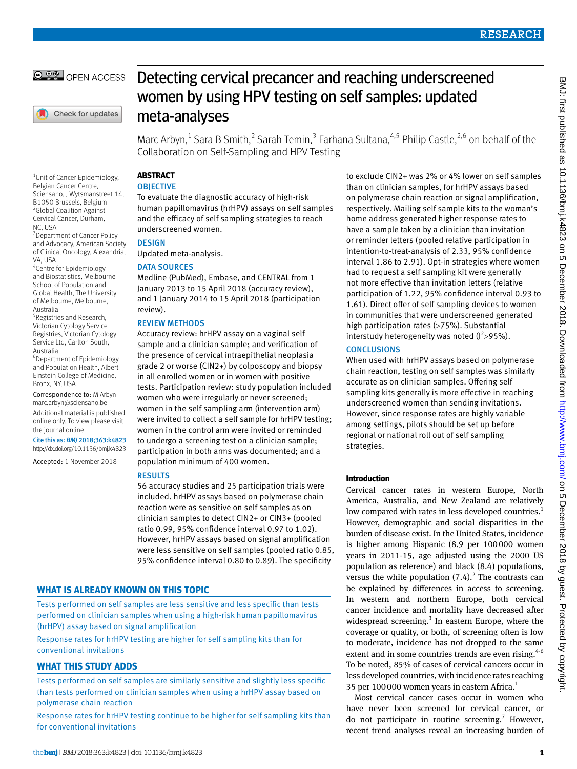# Detecting cervical precancer and reaching underscreened women by using HPV testing on self samples: updated meta-analyses

Marc Arbyn,[1] Sara B Smith,[2] Sarah Temin,[3] Farhana Sultana,[4,5] Philip Castle,[2,6] on behalf of the Collaboration on Self-Sampling and HPV Testing

[1]Unit of Cancer Epidemiology, Belgian Cancer Centre, Sciensano, J Wytsmanstreet 14, B1050 Brussels, Belgium
[2]Global Coalition Against Cervical Cancer, Durham, NC, USA
[3]Department of Cancer Policy and Advocacy, American Society of Clinical Oncology, Alexandria, VA, USA
[4]Centre for Epidemiology and Biostatistics, Melbourne School of Population and Global Health, The University of Melbourne, Melbourne, Australia
[5]Registries and Research, Victorian Cytology Service Registries, Victorian Cytology Service Ltd, Carlton South, Australia
[6]Department of Epidemiology and Population Health, Albert Einstein College of Medicine, Bronx, NY, USA

Correspondence to: M Arbyn marc.arbyn@sciensano.be

Additional material is published online only. To view please visit the journal online.

Cite this as: *BMJ* 2018;363:k4823
http://dx.doi.org/10.1136/bmj.k4823

Accepted: 1 November 2018

## ABSTRACT

### OBJECTIVE
To evaluate the diagnostic accuracy of high-risk human papillomavirus (hrHPV) assays on self samples and the efficacy of self sampling strategies to reach underscreened women.

### DESIGN
Updated meta-analysis.

### DATA SOURCES
Medline (PubMed), Embase, and CENTRAL from 1 January 2013 to 15 April 2018 (accuracy review), and 1 January 2014 to 15 April 2018 (participation review).

### REVIEW METHODS
Accuracy review: hrHPV assay on a vaginal self sample and a clinician sample; and verification of the presence of cervical intraepithelial neoplasia grade 2 or worse (CIN2+) by colposcopy and biopsy in all enrolled women or in women with positive tests. Participation review: study population included women who were irregularly or never screened; women in the self sampling arm (intervention arm) were invited to collect a self sample for hrHPV testing; women in the control arm were invited or reminded to undergo a screening test on a clinician sample; participation in both arms was documented; and a population minimum of 400 women.

### RESULTS
56 accuracy studies and 25 participation trials were included. hrHPV assays based on polymerase chain reaction were as sensitive on self samples as on clinician samples to detect CIN2+ or CIN3+ (pooled ratio 0.99, 95% confidence interval 0.97 to 1.02). However, hrHPV assays based on signal amplification were less sensitive on self samples (pooled ratio 0.85, 95% confidence interval 0.80 to 0.89). The specificity to exclude CIN2+ was 2% or 4% lower on self samples than on clinician samples, for hrHPV assays based on polymerase chain reaction or signal amplification, respectively. Mailing self sample kits to the woman's home address generated higher response rates to have a sample taken by a clinician than invitation or reminder letters (pooled relative participation in intention-to-treat-analysis of 2.33, 95% confidence interval 1.86 to 2.91). Opt-in strategies where women had to request a self sampling kit were generally not more effective than invitation letters (relative participation of 1.22, 95% confidence interval 0.93 to 1.61). Direct offer of self sampling devices to women in communities that were underscreened generated high participation rates (>75%). Substantial interstudy heterogeneity was noted ($I^2$>95%).

### CONCLUSIONS
When used with hrHPV assays based on polymerase chain reaction, testing on self samples was similarly accurate as on clinician samples. Offering self sampling kits generally is more effective in reaching underscreened women than sending invitations. However, since response rates are highly variable among settings, pilots should be set up before regional or national roll out of self sampling strategies.

### WHAT IS ALREADY KNOWN ON THIS TOPIC
Tests performed on self samples are less sensitive and less specific than tests performed on clinician samples when using a high-risk human papillomavirus (hrHPV) assay based on signal amplification

Response rates for hrHPV testing are higher for self sampling kits than for conventional invitations

### WHAT THIS STUDY ADDS
Tests performed on self samples are similarly sensitive and slightly less specific than tests performed on clinician samples when using a hrHPV assay based on polymerase chain reaction

Response rates for hrHPV testing continue to be higher for self sampling kits than for conventional invitations

## Introduction

Cervical cancer rates in western Europe, North America, Australia, and New Zealand are relatively low compared with rates in less developed countries.[1] However, demographic and social disparities in the burden of disease exist. In the United States, incidence is higher among Hispanic (8.9 per 100 000 women years in 2011-15, age adjusted using the 2000 US population as reference) and black (8.4) populations, versus the white population (7.4).[2] The contrasts can be explained by differences in access to screening. In western and northern Europe, both cervical cancer incidence and mortality have decreased after widespread screening.[3] In eastern Europe, where the coverage or quality, or both, of screening often is low to moderate, incidence has not dropped to the same extent and in some countries trends are even rising.[4-6] To be noted, 85% of cases of cervical cancers occur in less developed countries, with incidence rates reaching 35 per 100 000 women years in eastern Africa.[1]

Most cervical cancer cases occur in women who have never been screened for cervical cancer, or do not participate in routine screening.[7] However, recent trend analyses reveal an increasing burden of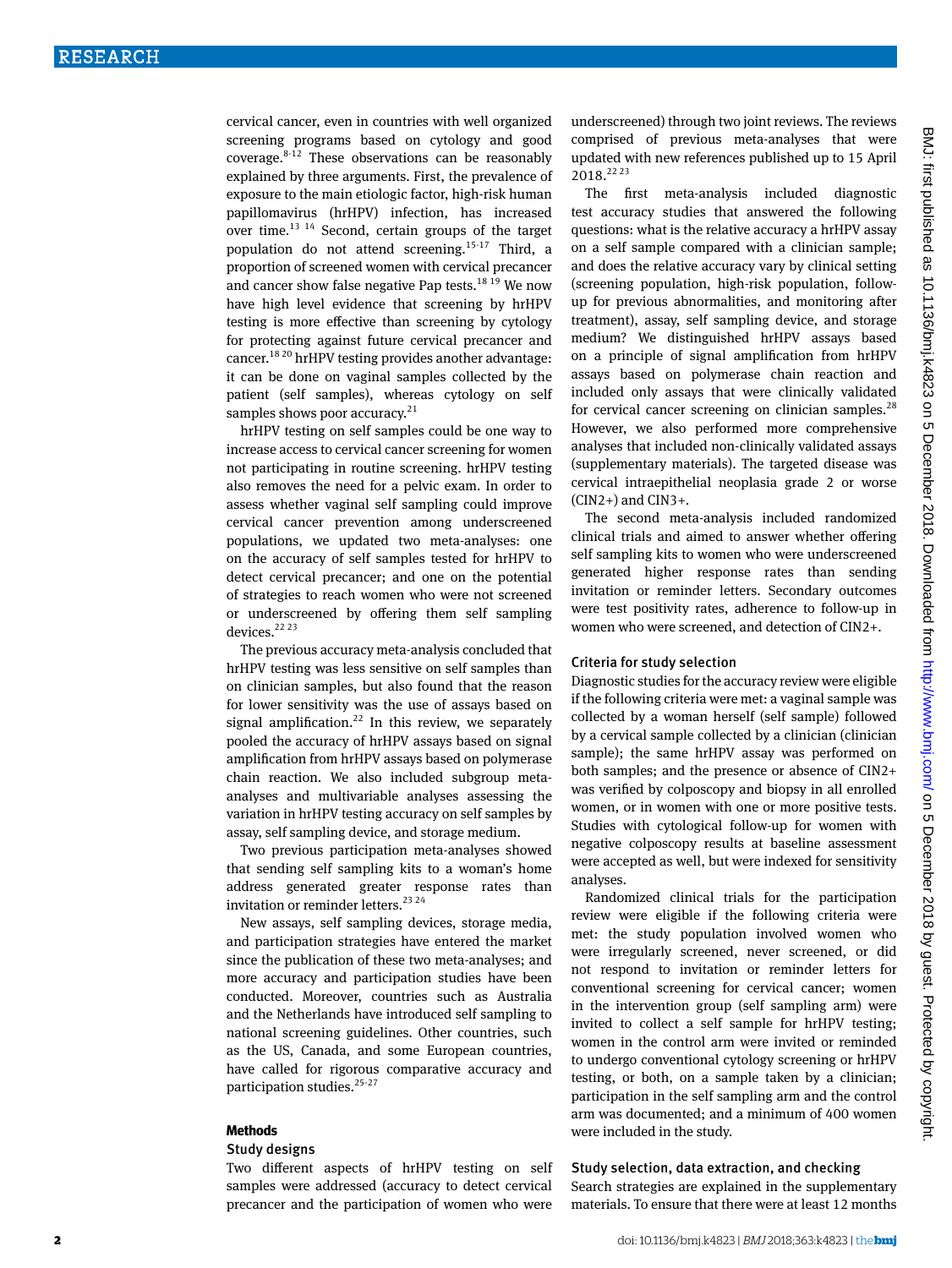cervical cancer, even in countries with well organized screening programs based on cytology and good coverage.[8-12] These observations can be reasonably explained by three arguments. First, the prevalence of exposure to the main etiologic factor, high-risk human papillomavirus (hrHPV) infection, has increased over time.[13 14] Second, certain groups of the target population do not attend screening.[15-17] Third, a proportion of screened women with cervical precancer and cancer show false negative Pap tests.[18 19] We now have high level evidence that screening by hrHPV testing is more effective than screening by cytology for protecting against future cervical precancer and cancer.[18 20] hrHPV testing provides another advantage: it can be done on vaginal samples collected by the patient (self samples), whereas cytology on self samples shows poor accuracy.[21]

hrHPV testing on self samples could be one way to increase access to cervical cancer screening for women not participating in routine screening. hrHPV testing also removes the need for a pelvic exam. In order to assess whether vaginal self sampling could improve cervical cancer prevention among underscreened populations, we updated two meta-analyses: one on the accuracy of self samples tested for hrHPV to detect cervical precancer; and one on the potential of strategies to reach women who were not screened or underscreened by offering them self sampling devices.[22 23]

The previous accuracy meta-analysis concluded that hrHPV testing was less sensitive on self samples than on clinician samples, but also found that the reason for lower sensitivity was the use of assays based on signal amplification.[22] In this review, we separately pooled the accuracy of hrHPV assays based on signal amplification from hrHPV assays based on polymerase chain reaction. We also included subgroup meta-analyses and multivariable analyses assessing the variation in hrHPV testing accuracy on self samples by assay, self sampling device, and storage medium.

Two previous participation meta-analyses showed that sending self sampling kits to a woman's home address generated greater response rates than invitation or reminder letters.[23 24]

New assays, self sampling devices, storage media, and participation strategies have entered the market since the publication of these two meta-analyses; and more accuracy and participation studies have been conducted. Moreover, countries such as Australia and the Netherlands have introduced self sampling to national screening guidelines. Other countries, such as the US, Canada, and some European countries, have called for rigorous comparative accuracy and participation studies.[25-27]

## Methods

### Study designs

Two different aspects of hrHPV testing on self samples were addressed (accuracy to detect cervical precancer and the participation of women who were underscreened) through two joint reviews. The reviews comprised of previous meta-analyses that were updated with new references published up to 15 April 2018.[22 23]

The first meta-analysis included diagnostic test accuracy studies that answered the following questions: what is the relative accuracy a hrHPV assay on a self sample compared with a clinician sample; and does the relative accuracy vary by clinical setting (screening population, high-risk population, follow-up for previous abnormalities, and monitoring after treatment), assay, self sampling device, and storage medium? We distinguished hrHPV assays based on a principle of signal amplification from hrHPV assays based on polymerase chain reaction and included only assays that were clinically validated for cervical cancer screening on clinician samples.[28] However, we also performed more comprehensive analyses that included non-clinically validated assays (supplementary materials). The targeted disease was cervical intraepithelial neoplasia grade 2 or worse (CIN2+) and CIN3+.

The second meta-analysis included randomized clinical trials and aimed to answer whether offering self sampling kits to women who were underscreened generated higher response rates than sending invitation or reminder letters. Secondary outcomes were test positivity rates, adherence to follow-up in women who were screened, and detection of CIN2+.

### Criteria for study selection

Diagnostic studies for the accuracy review were eligible if the following criteria were met: a vaginal sample was collected by a woman herself (self sample) followed by a cervical sample collected by a clinician (clinician sample); the same hrHPV assay was performed on both samples; and the presence or absence of CIN2+ was verified by colposcopy and biopsy in all enrolled women, or in women with one or more positive tests. Studies with cytological follow-up for women with negative colposcopy results at baseline assessment were accepted as well, but were indexed for sensitivity analyses.

Randomized clinical trials for the participation review were eligible if the following criteria were met: the study population involved women who were irregularly screened, never screened, or did not respond to invitation or reminder letters for conventional screening for cervical cancer; women in the intervention group (self sampling arm) were invited to collect a self sample for hrHPV testing; women in the control arm were invited or reminded to undergo conventional cytology screening or hrHPV testing, or both, on a sample taken by a clinician; participation in the self sampling arm and the control arm was documented; and a minimum of 400 women were included in the study.

### Study selection, data extraction, and checking

Search strategies are explained in the supplementary materials. To ensure that there were at least 12 months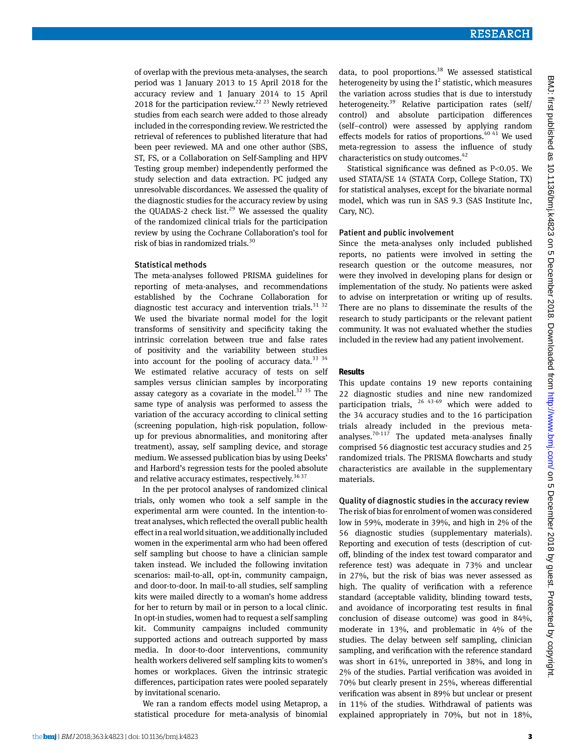of overlap with the previous meta-analyses, the search period was 1 January 2013 to 15 April 2018 for the accuracy review and 1 January 2014 to 15 April 2018 for the participation review.[22 23] Newly retrieved studies from each search were added to those already included in the corresponding review. We restricted the retrieval of references to published literature that had been peer reviewed. MA and one other author (SBS, ST, FS, or a Collaboration on Self-Sampling and HPV Testing group member) independently performed the study selection and data extraction. PC judged any unresolvable discordances. We assessed the quality of the diagnostic studies for the accuracy review by using the QUADAS-2 check list.[29] We assessed the quality of the randomized clinical trials for the participation review by using the Cochrane Collaboration's tool for risk of bias in randomized trials.[30]

### Statistical methods

The meta-analyses followed PRISMA guidelines for reporting of meta-analyses, and recommendations established by the Cochrane Collaboration for diagnostic test accuracy and intervention trials.[31 32] We used the bivariate normal model for the logit transforms of sensitivity and specificity taking the intrinsic correlation between true and false rates of positivity and the variability between studies into account for the pooling of accuracy data.[33 34] We estimated relative accuracy of tests on self samples versus clinician samples by incorporating assay category as a covariate in the model.[32 35] The same type of analysis was performed to assess the variation of the accuracy according to clinical setting (screening population, high-risk population, follow-up for previous abnormalities, and monitoring after treatment), assay, self sampling device, and storage medium. We assessed publication bias by using Deeks' and Harbord's regression tests for the pooled absolute and relative accuracy estimates, respectively.[36 37]

In the per protocol analyses of randomized clinical trials, only women who took a self sample in the experimental arm were counted. In the intention-to-treat analyses, which reflected the overall public health effect in a real world situation, we additionally included women in the experimental arm who had been offered self sampling but choose to have a clinician sample taken instead. We included the following invitation scenarios: mail-to-all, opt-in, community campaign, and door-to-door. In mail-to-all studies, self sampling kits were mailed directly to a woman's home address for her to return by mail or in person to a local clinic. In opt-in studies, women had to request a self sampling kit. Community campaigns included community supported actions and outreach supported by mass media. In door-to-door interventions, community health workers delivered self sampling kits to women's homes or workplaces. Given the intrinsic strategic differences, participation rates were pooled separately by invitational scenario.

We ran a random effects model using Metaprop, a statistical procedure for meta-analysis of binomial data, to pool proportions.[38] We assessed statistical heterogeneity by using the $I^2$ statistic, which measures the variation across studies that is due to interstudy heterogeneity.[39] Relative participation rates (self/control) and absolute participation differences (self−control) were assessed by applying random effects models for ratios of proportions.[40 41] We used meta-regression to assess the influence of study characteristics on study outcomes.[42]

Statistical significance was defined as $P<0.05$. We used STATA/SE 14 (STATA Corp, College Station, TX) for statistical analyses, except for the bivariate normal model, which was run in SAS 9.3 (SAS Institute Inc, Cary, NC).

### Patient and public involvement

Since the meta-analyses only included published reports, no patients were involved in setting the research question or the outcome measures, nor were they involved in developing plans for design or implementation of the study. No patients were asked to advise on interpretation or writing up of results. There are no plans to disseminate the results of the research to study participants or the relevant patient community. It was not evaluated whether the studies included in the review had any patient involvement.

## Results

This update contains 19 new reports containing 22 diagnostic studies and nine new randomized participation trials,[26 43-69] which were added to the 34 accuracy studies and to the 16 participation trials already included in the previous meta-analyses.[70-117] The updated meta-analyses finally comprised 56 diagnostic test accuracy studies and 25 randomized trials. The PRISMA flowcharts and study characteristics are available in the supplementary materials.

### Quality of diagnostic studies in the accuracy review

The risk of bias for enrolment of women was considered low in 59%, moderate in 39%, and high in 2% of the 56 diagnostic studies (supplementary materials). Reporting and execution of tests (description of cut-off, blinding of the index test toward comparator and reference test) was adequate in 73% and unclear in 27%, but the risk of bias was never assessed as high. The quality of verification with a reference standard (acceptable validity, blinding toward tests, and avoidance of incorporating test results in final conclusion of disease outcome) was good in 84%, moderate in 13%, and problematic in 4% of the studies. The delay between self sampling, clinician sampling, and verification with the reference standard was short in 61%, unreported in 38%, and long in 2% of the studies. Partial verification was avoided in 70% but clearly present in 25%, whereas differential verification was absent in 89% but unclear or present in 11% of the studies. Withdrawal of patients was explained appropriately in 70%, but not in 18%,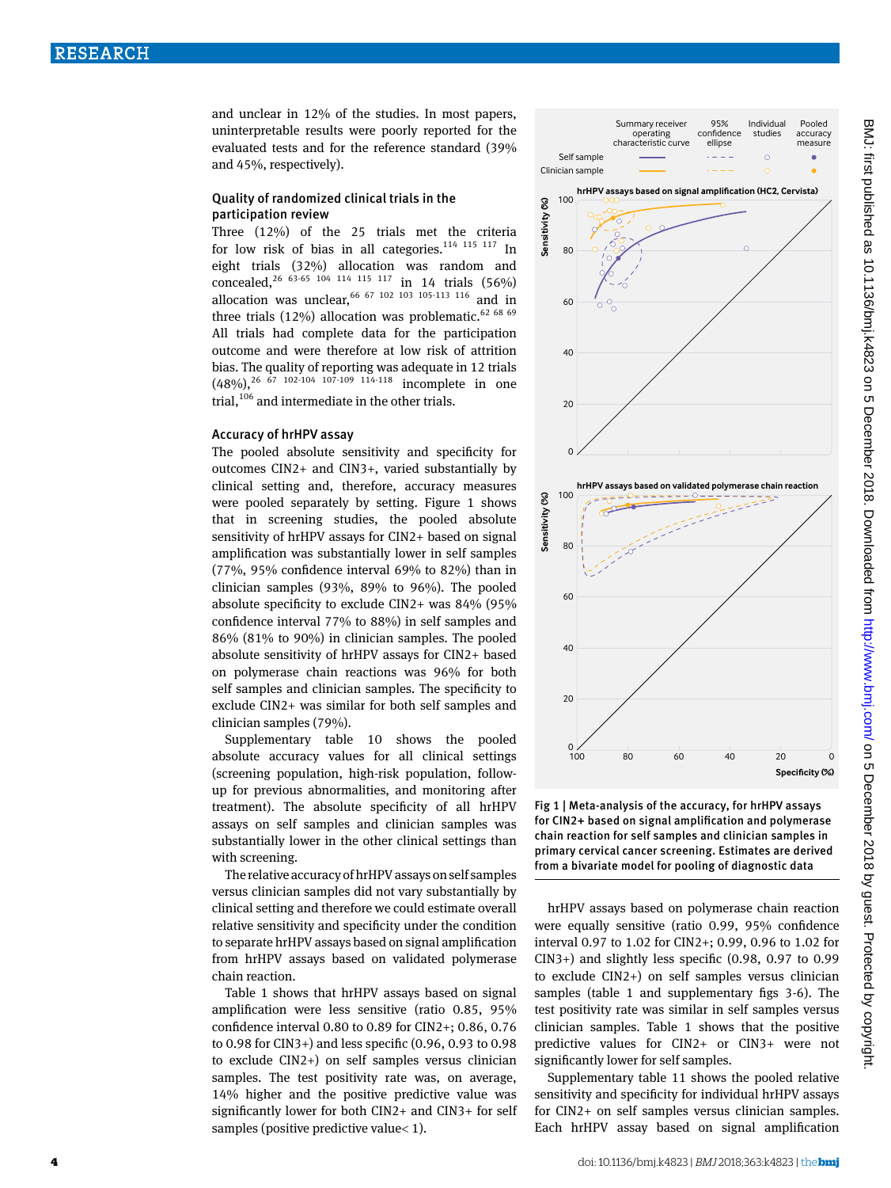and unclear in 12% of the studies. In most papers, uninterpretable results were poorly reported for the evaluated tests and for the reference standard (39% and 45%, respectively).

### Quality of randomized clinical trials in the participation review

Three (12%) of the 25 trials met the criteria for low risk of bias in all categories.[114 115 117] In eight trials (32%) allocation was random and concealed,[26 63-65 104 114 115 117] in 14 trials (56%) allocation was unclear,[66 67 102 103 105-113 116] and in three trials (12%) allocation was problematic.[62 68 69] All trials had complete data for the participation outcome and were therefore at low risk of attrition bias. The quality of reporting was adequate in 12 trials (48%),[26 67 102-104 107-109 114-118] incomplete in one trial,[106] and intermediate in the other trials.

### Accuracy of hrHPV assay

The pooled absolute sensitivity and specificity for outcomes CIN2+ and CIN3+, varied substantially by clinical setting and, therefore, accuracy measures were pooled separately by setting. Figure 1 shows that in screening studies, the pooled absolute sensitivity of hrHPV assays for CIN2+ based on signal amplification was substantially lower in self samples (77%, 95% confidence interval 69% to 82%) than in clinician samples (93%, 89% to 96%). The pooled absolute specificity to exclude CIN2+ was 84% (95% confidence interval 77% to 88%) in self samples and 86% (81% to 90%) in clinician samples. The pooled absolute sensitivity of hrHPV assays for CIN2+ based on polymerase chain reactions was 96% for both self samples and clinician samples. The specificity to exclude CIN2+ was similar for both self samples and clinician samples (79%).

Supplementary table 10 shows the pooled absolute accuracy values for all clinical settings (screening population, high-risk population, follow-up for previous abnormalities, and monitoring after treatment). The absolute specificity of all hrHPV assays on self samples and clinician samples was substantially lower in the other clinical settings than with screening.

The relative accuracy of hrHPV assays on self samples versus clinician samples did not vary substantially by clinical setting and therefore we could estimate overall relative sensitivity and specificity under the condition to separate hrHPV assays based on signal amplification from hrHPV assays based on validated polymerase chain reaction.

Table 1 shows that hrHPV assays based on signal amplification were less sensitive (ratio 0.85, 95% confidence interval 0.80 to 0.89 for CIN2+; 0.86, 0.76 to 0.98 for CIN3+) and less specific (0.96, 0.93 to 0.98 to exclude CIN2+) on self samples versus clinician samples. The test positivity rate was, on average, 14% higher and the positive predictive value was significantly lower for both CIN2+ and CIN3+ for self samples (positive predictive value< 1).

Fig 1 | Meta-analysis of the accuracy, for hrHPV assays for CIN2+ based on signal amplification and polymerase chain reaction for self samples and clinician samples in primary cervical cancer screening. Estimates are derived from a bivariate model for pooling of diagnostic data

hrHPV assays based on polymerase chain reaction were equally sensitive (ratio 0.99, 95% confidence interval 0.97 to 1.02 for CIN2+; 0.99, 0.96 to 1.02 for CIN3+) and slightly less specific (0.98, 0.97 to 0.99 to exclude CIN2+) on self samples versus clinician samples (table 1 and supplementary figs 3-6). The test positivity rate was similar in self samples versus clinician samples. Table 1 shows that the positive predictive values for CIN2+ or CIN3+ were not significantly lower for self samples.

Supplementary table 11 shows the pooled relative sensitivity and specificity for individual hrHPV assays for CIN2+ on self samples versus clinician samples. Each hrHPV assay based on signal amplification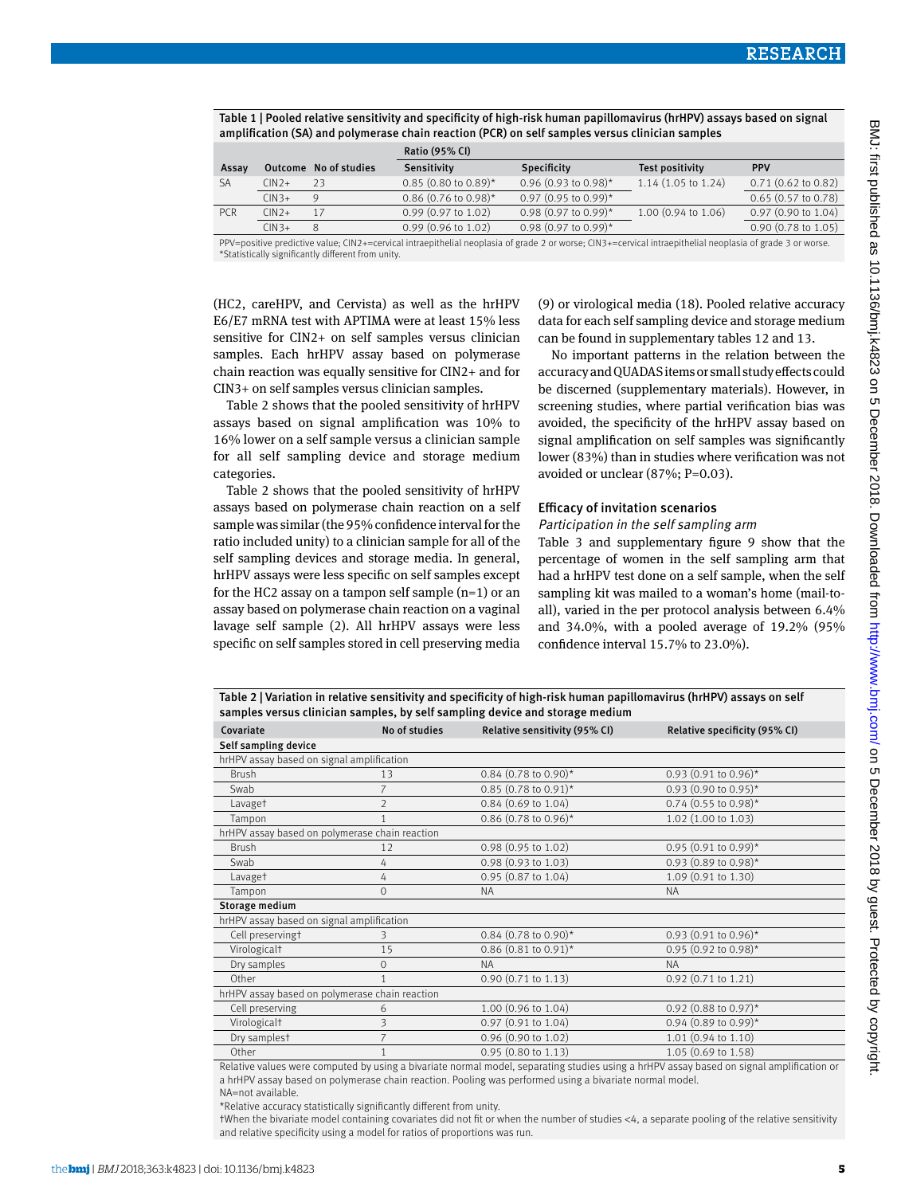Table 1 | Pooled relative sensitivity and specificity of high-risk human papillomavirus (hrHPV) assays based on signal amplification (SA) and polymerase chain reaction (PCR) on self samples versus clinician samples

| | | | Ratio (95% CI) | | | |
|---|---|---|---|---|---|---|
| Assay | Outcome | No of studies | Sensitivity | Specificity | Test positivity | PPV |
| SA | CIN2+ | 23 | 0.85 (0.80 to 0.89)* | 0.96 (0.93 to 0.98)* | 1.14 (1.05 to 1.24) | 0.71 (0.62 to 0.82) |
| | CIN3+ | 9 | 0.86 (0.76 to 0.98)* | 0.97 (0.95 to 0.99)* | | 0.65 (0.57 to 0.78) |
| PCR | CIN2+ | 17 | 0.99 (0.97 to 1.02) | 0.98 (0.97 to 0.99)* | 1.00 (0.94 to 1.06) | 0.97 (0.90 to 1.04) |
| | CIN3+ | 8 | 0.99 (0.96 to 1.02) | 0.98 (0.97 to 0.99)* | | 0.90 (0.78 to 1.05) |

PPV=positive predictive value; CIN2+=cervical intraepithelial neoplasia of grade 2 or worse; CIN3+=cervical intraepithelial neoplasia of grade 3 or worse.
*Statistically significantly different from unity.

(HC2, careHPV, and Cervista) as well as the hrHPV E6/E7 mRNA test with APTIMA were at least 15% less sensitive for CIN2+ on self samples versus clinician samples. Each hrHPV assay based on polymerase chain reaction was equally sensitive for CIN2+ and for CIN3+ on self samples versus clinician samples.

Table 2 shows that the pooled sensitivity of hrHPV assays based on signal amplification was 10% to 16% lower on a self sample versus a clinician sample for all self sampling device and storage medium categories.

Table 2 shows that the pooled sensitivity of hrHPV assays based on polymerase chain reaction on a self sample was similar (the 95% confidence interval for the ratio included unity) to a clinician sample for all of the self sampling devices and storage media. In general, hrHPV assays were less specific on self samples except for the HC2 assay on a tampon self sample (n=1) or an assay based on polymerase chain reaction on a vaginal lavage self sample (2). All hrHPV assays were less specific on self samples stored in cell preserving media (9) or virological media (18). Pooled relative accuracy data for each self sampling device and storage medium can be found in supplementary tables 12 and 13.

No important patterns in the relation between the accuracy and QUADAS items or small study effects could be discerned (supplementary materials). However, in screening studies, where partial verification bias was avoided, the specificity of the hrHPV assay based on signal amplification on self samples was significantly lower (83%) than in studies where verification was not avoided or unclear (87%; P=0.03).

## Efficacy of invitation scenarios

*Participation in the self sampling arm*

Table 3 and supplementary figure 9 show that the percentage of women in the self sampling arm that had a hrHPV test done on a self sample, when the self sampling kit was mailed to a woman's home (mail-to-all), varied in the per protocol analysis between 6.4% and 34.0%, with a pooled average of 19.2% (95% confidence interval 15.7% to 23.0%).

Table 2 | Variation in relative sensitivity and specificity of high-risk human papillomavirus (hrHPV) assays on self samples versus clinician samples, by self sampling device and storage medium

| Covariate | No of studies | Relative sensitivity (95% CI) | Relative specificity (95% CI) |
|---|---|---|---|
| **Self sampling device** | | | |
| hrHPV assay based on signal amplification | | | |
| Brush | 13 | 0.84 (0.78 to 0.90)* | 0.93 (0.91 to 0.96)* |
| Swab | 7 | 0.85 (0.78 to 0.91)* | 0.93 (0.90 to 0.95)* |
| Lavage† | 2 | 0.84 (0.69 to 1.04) | 0.74 (0.55 to 0.98)* |
| Tampon | 1 | 0.86 (0.78 to 0.96)* | 1.02 (1.00 to 1.03) |
| hrHPV assay based on polymerase chain reaction | | | |
| Brush | 12 | 0.98 (0.95 to 1.02) | 0.95 (0.91 to 0.99)* |
| Swab | 4 | 0.98 (0.93 to 1.03) | 0.93 (0.89 to 0.98)* |
| Lavage† | 4 | 0.95 (0.87 to 1.04) | 1.09 (0.91 to 1.30) |
| Tampon | 0 | NA | NA |
| **Storage medium** | | | |
| hrHPV assay based on signal amplification | | | |
| Cell preserving† | 3 | 0.84 (0.78 to 0.90)* | 0.93 (0.91 to 0.96)* |
| Virological† | 15 | 0.86 (0.81 to 0.91)* | 0.95 (0.92 to 0.98)* |
| Dry samples | 0 | NA | NA |
| Other | 1 | 0.90 (0.71 to 1.13) | 0.92 (0.71 to 1.21) |
| hrHPV assay based on polymerase chain reaction | | | |
| Cell preserving | 6 | 1.00 (0.96 to 1.04) | 0.92 (0.88 to 0.97)* |
| Virological† | 3 | 0.97 (0.91 to 1.04) | 0.94 (0.89 to 0.99)* |
| Dry samples† | 7 | 0.96 (0.90 to 1.02) | 1.01 (0.94 to 1.10) |
| Other | 1 | 0.95 (0.80 to 1.13) | 1.05 (0.69 to 1.58) |

Relative values were computed by using a bivariate normal model, separating studies using a hrHPV assay based on signal amplification or a hrHPV assay based on polymerase chain reaction. Pooling was performed using a bivariate normal model.
NA=not available.
*Relative accuracy statistically significantly different from unity.
†When the bivariate model containing covariates did not fit or when the number of studies <4, a separate pooling of the relative sensitivity and relative specificity using a model for ratios of proportions was run.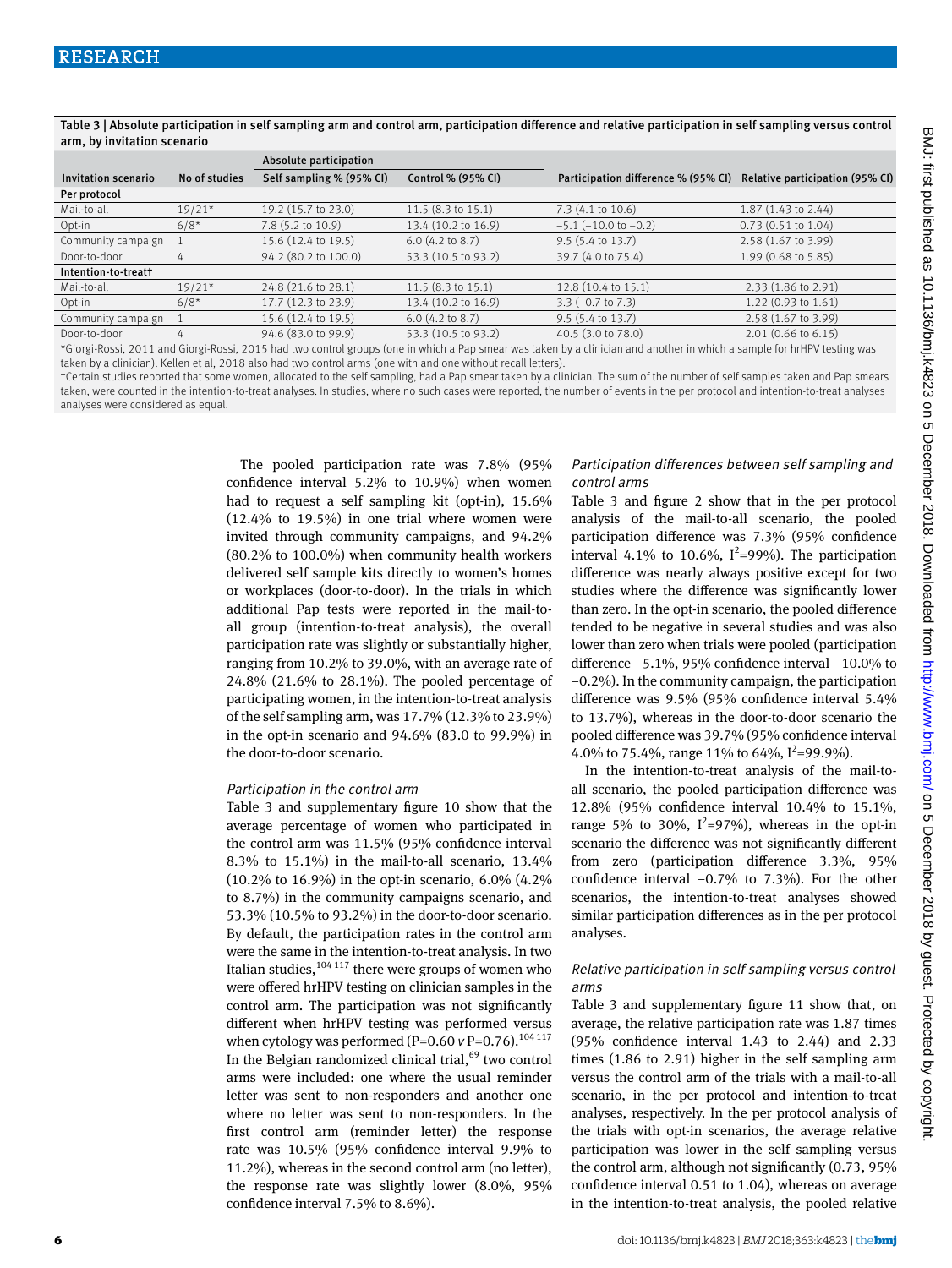**Table 3 | Absolute participation in self sampling arm and control arm, participation difference and relative participation in self sampling versus control arm, by invitation scenario**

| Invitation scenario | No of studies | Absolute participation | | Participation difference % (95% CI) | Relative participation (95% CI) |
|---|---|---|---|---|---|
| | | Self sampling % (95% CI) | Control % (95% CI) | | |
| **Per protocol** | | | | | |
| Mail-to-all | 19/21* | 19.2 (15.7 to 23.0) | 11.5 (8.3 to 15.1) | 7.3 (4.1 to 10.6) | 1.87 (1.43 to 2.44) |
| Opt-in | 6/8* | 7.8 (5.2 to 10.9) | 13.4 (10.2 to 16.9) | −5.1 (−10.0 to −0.2) | 0.73 (0.51 to 1.04) |
| Community campaign | 1 | 15.6 (12.4 to 19.5) | 6.0 (4.2 to 8.7) | 9.5 (5.4 to 13.7) | 2.58 (1.67 to 3.99) |
| Door-to-door | 4 | 94.2 (80.2 to 100.0) | 53.3 (10.5 to 93.2) | 39.7 (4.0 to 75.4) | 1.99 (0.68 to 5.85) |
| **Intention-to-treat†** | | | | | |
| Mail-to-all | 19/21* | 24.8 (21.6 to 28.1) | 11.5 (8.3 to 15.1) | 12.8 (10.4 to 15.1) | 2.33 (1.86 to 2.91) |
| Opt-in | 6/8* | 17.7 (12.3 to 23.9) | 13.4 (10.2 to 16.9) | 3.3 (−0.7 to 7.3) | 1.22 (0.93 to 1.61) |
| Community campaign | 1 | 15.6 (12.4 to 19.5) | 6.0 (4.2 to 8.7) | 9.5 (5.4 to 13.7) | 2.58 (1.67 to 3.99) |
| Door-to-door | 4 | 94.6 (83.0 to 99.9) | 53.3 (10.5 to 93.2) | 40.5 (3.0 to 78.0) | 2.01 (0.66 to 6.15) |

*Giorgi-Rossi, 2011 and Giorgi-Rossi, 2015 had two control groups (one in which a Pap smear was taken by a clinician and another in which a sample for hrHPV testing was taken by a clinician). Kellen et al, 2018 also had two control arms (one with and one without recall letters).

†Certain studies reported that some women, allocated to the self sampling, had a Pap smear taken by a clinician. The sum of the number of self samples taken and Pap smears taken, were counted in the intention-to-treat analyses. In studies, where no such cases were reported, the number of events in the per protocol and intention-to-treat analyses analyses were considered as equal.

The pooled participation rate was 7.8% (95% confidence interval 5.2% to 10.9%) when women had to request a self sampling kit (opt-in), 15.6% (12.4% to 19.5%) in one trial where women were invited through community campaigns, and 94.2% (80.2% to 100.0%) when community health workers delivered self sample kits directly to women's homes or workplaces (door-to-door). In the trials in which additional Pap tests were reported in the mail-to-all group (intention-to-treat analysis), the overall participation rate was slightly or substantially higher, ranging from 10.2% to 39.0%, with an average rate of 24.8% (21.6% to 28.1%). The pooled percentage of participating women, in the intention-to-treat analysis of the self sampling arm, was 17.7% (12.3% to 23.9%) in the opt-in scenario and 94.6% (83.0 to 99.9%) in the door-to-door scenario.

### *Participation in the control arm*

Table 3 and supplementary figure 10 show that the average percentage of women who participated in the control arm was 11.5% (95% confidence interval 8.3% to 15.1%) in the mail-to-all scenario, 13.4% (10.2% to 16.9%) in the opt-in scenario, 6.0% (4.2% to 8.7%) in the community campaigns scenario, and 53.3% (10.5% to 93.2%) in the door-to-door scenario. By default, the participation rates in the control arm were the same in the intention-to-treat analysis. In two Italian studies,[104 117] there were groups of women who were offered hrHPV testing on clinician samples in the control arm. The participation was not significantly different when hrHPV testing was performed versus when cytology was performed (P=0.60 *v* P=0.76).[104 117] In the Belgian randomized clinical trial,[69] two control arms were included: one where the usual reminder letter was sent to non-responders and another one where no letter was sent to non-responders. In the first control arm (reminder letter) the response rate was 10.5% (95% confidence interval 9.9% to 11.2%), whereas in the second control arm (no letter), the response rate was slightly lower (8.0%, 95% confidence interval 7.5% to 8.6%).

### *Participation differences between self sampling and control arms*

Table 3 and figure 2 show that in the per protocol analysis of the mail-to-all scenario, the pooled participation difference was 7.3% (95% confidence interval 4.1% to 10.6%, $I^2$=99%). The participation difference was nearly always positive except for two studies where the difference was significantly lower than zero. In the opt-in scenario, the pooled difference tended to be negative in several studies and was also lower than zero when trials were pooled (participation difference −5.1%, 95% confidence interval −10.0% to −0.2%). In the community campaign, the participation difference was 9.5% (95% confidence interval 5.4% to 13.7%), whereas in the door-to-door scenario the pooled difference was 39.7% (95% confidence interval 4.0% to 75.4%, range 11% to 64%, $I^2$=99.9%).

In the intention-to-treat analysis of the mail-to-all scenario, the pooled participation difference was 12.8% (95% confidence interval 10.4% to 15.1%, range 5% to 30%, $I^2$=97%), whereas in the opt-in scenario the difference was not significantly different from zero (participation difference 3.3%, 95% confidence interval −0.7% to 7.3%). For the other scenarios, the intention-to-treat analyses showed similar participation differences as in the per protocol analyses.

### *Relative participation in self sampling versus control arms*

Table 3 and supplementary figure 11 show that, on average, the relative participation rate was 1.87 times (95% confidence interval 1.43 to 2.44) and 2.33 times (1.86 to 2.91) higher in the self sampling arm versus the control arm of the trials with a mail-to-all scenario, in the per protocol and intention-to-treat analyses, respectively. In the per protocol analysis of the trials with opt-in scenarios, the average relative participation was lower in the self sampling versus the control arm, although not significantly (0.73, 95% confidence interval 0.51 to 1.04), whereas on average in the intention-to-treat analysis, the pooled relative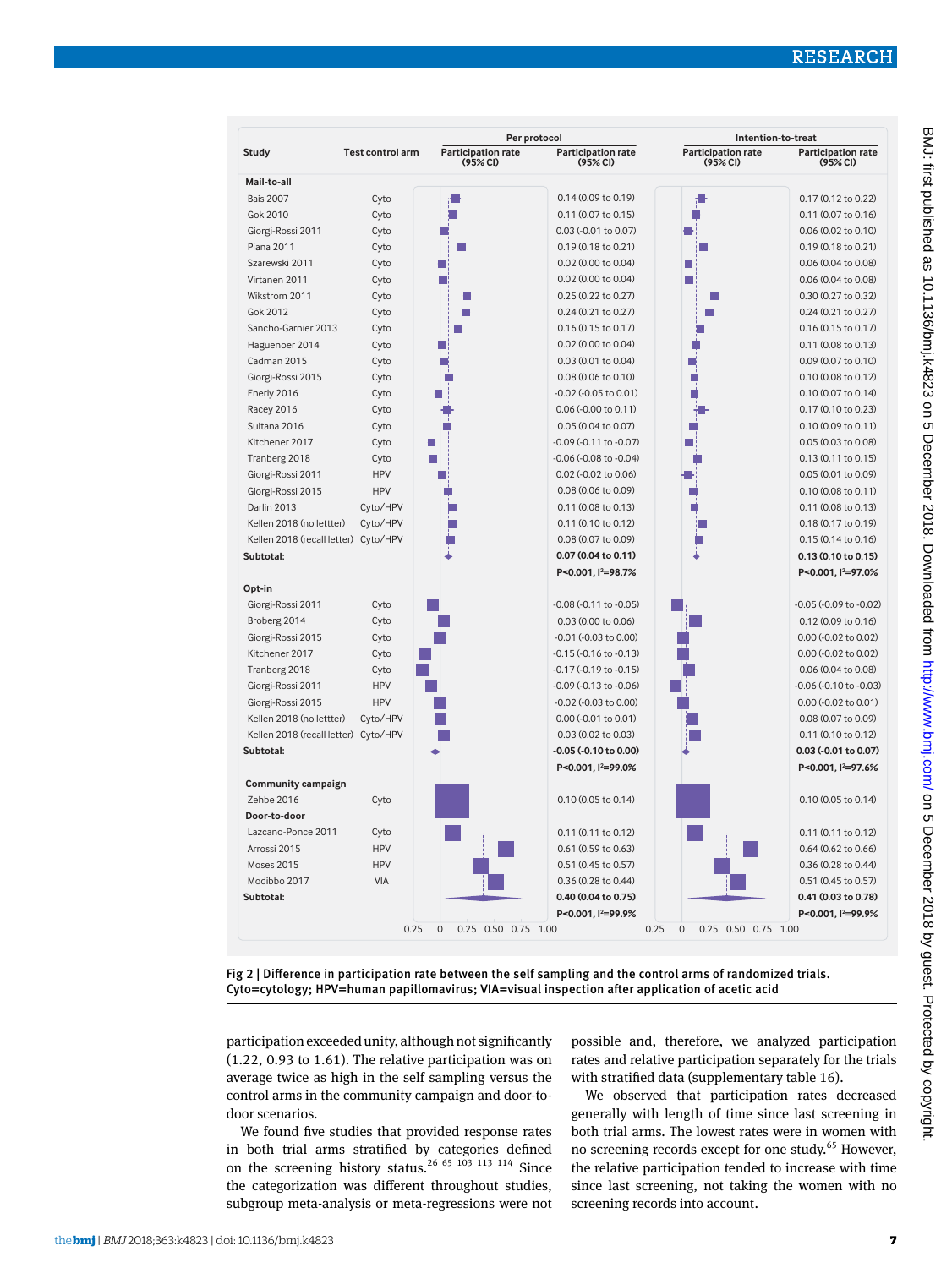| Study | Test control arm | Per protocol Participation rate (95% CI) | Intention-to-treat Participation rate (95% CI) |
|---|---|---|---|
| **Mail-to-all** | | | |
| Bais 2007 | Cyto | 0.14 (0.09 to 0.19) | 0.17 (0.12 to 0.22) |
| Gok 2010 | Cyto | 0.11 (0.07 to 0.15) | 0.11 (0.07 to 0.16) |
| Giorgi-Rossi 2011 | Cyto | 0.03 (-0.01 to 0.07) | 0.06 (0.02 to 0.10) |
| Piana 2011 | Cyto | 0.19 (0.18 to 0.21) | 0.19 (0.18 to 0.21) |
| Szarewski 2011 | Cyto | 0.02 (0.00 to 0.04) | 0.06 (0.04 to 0.08) |
| Virtanen 2011 | Cyto | 0.02 (0.00 to 0.04) | 0.06 (0.04 to 0.08) |
| Wikstrom 2011 | Cyto | 0.25 (0.22 to 0.27) | 0.30 (0.27 to 0.32) |
| Gok 2012 | Cyto | 0.24 (0.21 to 0.27) | 0.24 (0.21 to 0.27) |
| Sancho-Garnier 2013 | Cyto | 0.16 (0.15 to 0.17) | 0.16 (0.15 to 0.17) |
| Haguenoer 2014 | Cyto | 0.02 (0.00 to 0.04) | 0.11 (0.08 to 0.13) |
| Cadman 2015 | Cyto | 0.03 (0.01 to 0.04) | 0.09 (0.07 to 0.10) |
| Giorgi-Rossi 2015 | Cyto | 0.08 (0.06 to 0.10) | 0.10 (0.08 to 0.12) |
| Enerly 2016 | Cyto | -0.02 (-0.05 to 0.01) | 0.10 (0.07 to 0.14) |
| Racey 2016 | Cyto | 0.06 (-0.00 to 0.11) | 0.17 (0.10 to 0.23) |
| Sultana 2016 | Cyto | 0.05 (0.04 to 0.07) | 0.10 (0.09 to 0.11) |
| Kitchener 2017 | Cyto | -0.09 (-0.11 to -0.07) | 0.05 (0.03 to 0.08) |
| Tranberg 2018 | Cyto | -0.06 (-0.08 to -0.04) | 0.13 (0.11 to 0.15) |
| Giorgi-Rossi 2011 | HPV | 0.02 (-0.02 to 0.06) | 0.05 (0.01 to 0.09) |
| Giorgi-Rossi 2015 | HPV | 0.08 (0.06 to 0.09) | 0.10 (0.08 to 0.11) |
| Darlin 2013 | Cyto/HPV | 0.11 (0.08 to 0.13) | 0.11 (0.08 to 0.13) |
| Kellen 2018 (no lettter) | Cyto/HPV | 0.11 (0.10 to 0.12) | 0.18 (0.17 to 0.19) |
| Kellen 2018 (recall letter) | Cyto/HPV | 0.08 (0.07 to 0.09) | 0.15 (0.14 to 0.16) |
| **Subtotal:** | | **0.07 (0.04 to 0.11)** | **0.13 (0.10 to 0.15)** |
| | | **P<0.001, I²=98.7%** | **P<0.001, I²=97.0%** |
| **Opt-in** | | | |
| Giorgi-Rossi 2011 | Cyto | -0.08 (-0.11 to -0.05) | -0.05 (-0.09 to -0.02) |
| Broberg 2014 | Cyto | 0.03 (0.00 to 0.06) | 0.12 (0.09 to 0.16) |
| Giorgi-Rossi 2015 | Cyto | -0.01 (-0.03 to 0.00) | 0.00 (-0.02 to 0.02) |
| Kitchener 2017 | Cyto | -0.15 (-0.16 to -0.13) | 0.00 (-0.02 to 0.02) |
| Tranberg 2018 | Cyto | -0.17 (-0.19 to -0.15) | 0.06 (0.04 to 0.08) |
| Giorgi-Rossi 2011 | HPV | -0.09 (-0.13 to -0.06) | -0.06 (-0.10 to -0.03) |
| Giorgi-Rossi 2015 | HPV | -0.02 (-0.03 to 0.00) | 0.00 (-0.02 to 0.01) |
| Kellen 2018 (no lettter) | Cyto/HPV | 0.00 (-0.01 to 0.01) | 0.08 (0.07 to 0.09) |
| Kellen 2018 (recall letter) | Cyto/HPV | 0.03 (0.02 to 0.03) | 0.11 (0.10 to 0.12) |
| **Subtotal:** | | **-0.05 (-0.10 to 0.00)** | **0.03 (-0.01 to 0.07)** |
| | | **P<0.001, I²=99.0%** | **P<0.001, I²=97.6%** |
| **Community campaign** | | | |
| Zehbe 2016 | Cyto | 0.10 (0.05 to 0.14) | 0.10 (0.05 to 0.14) |
| **Door-to-door** | | | |
| Lazcano-Ponce 2011 | Cyto | 0.11 (0.11 to 0.12) | 0.11 (0.11 to 0.12) |
| Arrossi 2015 | HPV | 0.61 (0.59 to 0.63) | 0.64 (0.62 to 0.66) |
| Moses 2015 | HPV | 0.51 (0.45 to 0.57) | 0.36 (0.28 to 0.44) |
| Modibbo 2017 | VIA | 0.36 (0.28 to 0.44) | 0.51 (0.45 to 0.57) |
| **Subtotal:** | | **0.40 (0.04 to 0.75)** | **0.41 (0.03 to 0.78)** |
| | | **P<0.001, I²=99.9%** | **P<0.001, I²=99.9%** |

Fig 2 | Difference in participation rate between the self sampling and the control arms of randomized trials. Cyto=cytology; HPV=human papillomavirus; VIA=visual inspection after application of acetic acid

participation exceeded unity, although not significantly (1.22, 0.93 to 1.61). The relative participation was on average twice as high in the self sampling versus the control arms in the community campaign and door-to-door scenarios.

We found five studies that provided response rates in both trial arms stratified by categories defined on the screening history status.[26 65 103 113 114] Since the categorization was different throughout studies, subgroup meta-analysis or meta-regressions were not possible and, therefore, we analyzed participation rates and relative participation separately for the trials with stratified data (supplementary table 16).

We observed that participation rates decreased generally with length of time since last screening in both trial arms. The lowest rates were in women with no screening records except for one study.[65] However, the relative participation tended to increase with time since last screening, not taking the women with no screening records into account.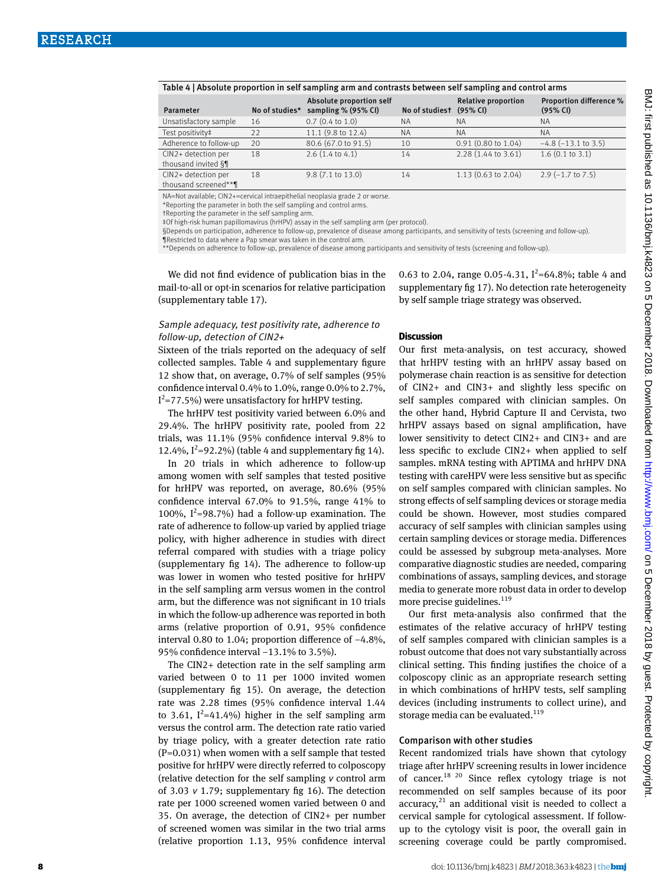**Table 4 | Absolute proportion in self sampling arm and contrasts between self sampling and control arms**

| Parameter | No of studies* | Absolute proportion self sampling % (95% CI) | No of studies† | Relative proportion (95% CI) | Proportion difference % (95% CI) |
|---|---|---|---|---|---|
| Unsatisfactory sample | 16 | 0.7 (0.4 to 1.0) | NA | NA | NA |
| Test positivity‡ | 22 | 11.1 (9.8 to 12.4) | NA | NA | NA |
| Adherence to follow-up | 20 | 80.6 (67.0 to 91.5) | 10 | 0.91 (0.80 to 1.04) | −4.8 (−13.1 to 3.5) |
| CIN2+ detection per thousand invited §¶ | 18 | 2.6 (1.4 to 4.1) | 14 | 2.28 (1.44 to 3.61) | 1.6 (0.1 to 3.1) |
| CIN2+ detection per thousand screened**¶ | 18 | 9.8 (7.1 to 13.0) | 14 | 1.13 (0.63 to 2.04) | 2.9 (−1.7 to 7.5) |

NA=Not available; CIN2+=cervical intraepithelial neoplasia grade 2 or worse.
*Reporting the parameter in both the self sampling and control arms.
†Reporting the parameter in the self sampling arm.
‡Of high-risk human papillomavirus (hrHPV) assay in the self sampling arm (per protocol).
§Depends on participation, adherence to follow-up, prevalence of disease among participants, and sensitivity of tests (screening and follow-up).
¶Restricted to data where a Pap smear was taken in the control arm.
**Depends on adherence to follow-up, prevalence of disease among participants and sensitivity of tests (screening and follow-up).

We did not find evidence of publication bias in the mail-to-all or opt-in scenarios for relative participation (supplementary table 17).

### *Sample adequacy, test positivity rate, adherence to follow-up, detection of CIN2+*

Sixteen of the trials reported on the adequacy of self collected samples. Table 4 and supplementary figure 12 show that, on average, 0.7% of self samples (95% confidence interval 0.4% to 1.0%, range 0.0% to 2.7%, $I^2$=77.5%) were unsatisfactory for hrHPV testing.

The hrHPV test positivity varied between 6.0% and 29.4%. The hrHPV positivity rate, pooled from 22 trials, was 11.1% (95% confidence interval 9.8% to 12.4%, $I^2$=92.2%) (table 4 and supplementary fig 14).

In 20 trials in which adherence to follow-up among women with self samples that tested positive for hrHPV was reported, on average, 80.6% (95% confidence interval 67.0% to 91.5%, range 41% to 100%, $I^2$=98.7%) had a follow-up examination. The rate of adherence to follow-up varied by applied triage policy, with higher adherence in studies with direct referral compared with studies with a triage policy (supplementary fig 14). The adherence to follow-up was lower in women who tested positive for hrHPV in the self sampling arm versus women in the control arm, but the difference was not significant in 10 trials in which the follow-up adherence was reported in both arms (relative proportion of 0.91, 95% confidence interval 0.80 to 1.04; proportion difference of −4.8%, 95% confidence interval −13.1% to 3.5%).

The CIN2+ detection rate in the self sampling arm varied between 0 to 11 per 1000 invited women (supplementary fig 15). On average, the detection rate was 2.28 times (95% confidence interval 1.44 to 3.61, $I^2$=41.4%) higher in the self sampling arm versus the control arm. The detection rate ratio varied by triage policy, with a greater detection rate ratio (P=0.031) when women with a self sample that tested positive for hrHPV were directly referred to colposcopy (relative detection for the self sampling *v* control arm of 3.03 *v* 1.79; supplementary fig 16). The detection rate per 1000 screened women varied between 0 and 35. On average, the detection of CIN2+ per number of screened women was similar in the two trial arms (relative proportion 1.13, 95% confidence interval 0.63 to 2.04, range 0.05-4.31, $I^2$=64.8%; table 4 and supplementary fig 17). No detection rate heterogeneity by self sample triage strategy was observed.

## Discussion

Our first meta-analysis, on test accuracy, showed that hrHPV testing with an hrHPV assay based on polymerase chain reaction is as sensitive for detection of CIN2+ and CIN3+ and slightly less specific on self samples compared with clinician samples. On the other hand, Hybrid Capture II and Cervista, two hrHPV assays based on signal amplification, have lower sensitivity to detect CIN2+ and CIN3+ and are less specific to exclude CIN2+ when applied to self samples. mRNA testing with APTIMA and hrHPV DNA testing with careHPV were less sensitive but as specific on self samples compared with clinician samples. No strong effects of self sampling devices or storage media could be shown. However, most studies compared accuracy of self samples with clinician samples using certain sampling devices or storage media. Differences could be assessed by subgroup meta-analyses. More comparative diagnostic studies are needed, comparing combinations of assays, sampling devices, and storage media to generate more robust data in order to develop more precise guidelines.[119]

Our first meta-analysis also confirmed that the estimates of the relative accuracy of hrHPV testing of self samples compared with clinician samples is a robust outcome that does not vary substantially across clinical setting. This finding justifies the choice of a colposcopy clinic as an appropriate research setting in which combinations of hrHPV tests, self sampling devices (including instruments to collect urine), and storage media can be evaluated.[119]

### Comparison with other studies

Recent randomized trials have shown that cytology triage after hrHPV screening results in lower incidence of cancer.[18 20] Since reflex cytology triage is not recommended on self samples because of its poor accuracy,[21] an additional visit is needed to collect a cervical sample for cytological assessment. If follow-up to the cytology visit is poor, the overall gain in screening coverage could be partly compromised.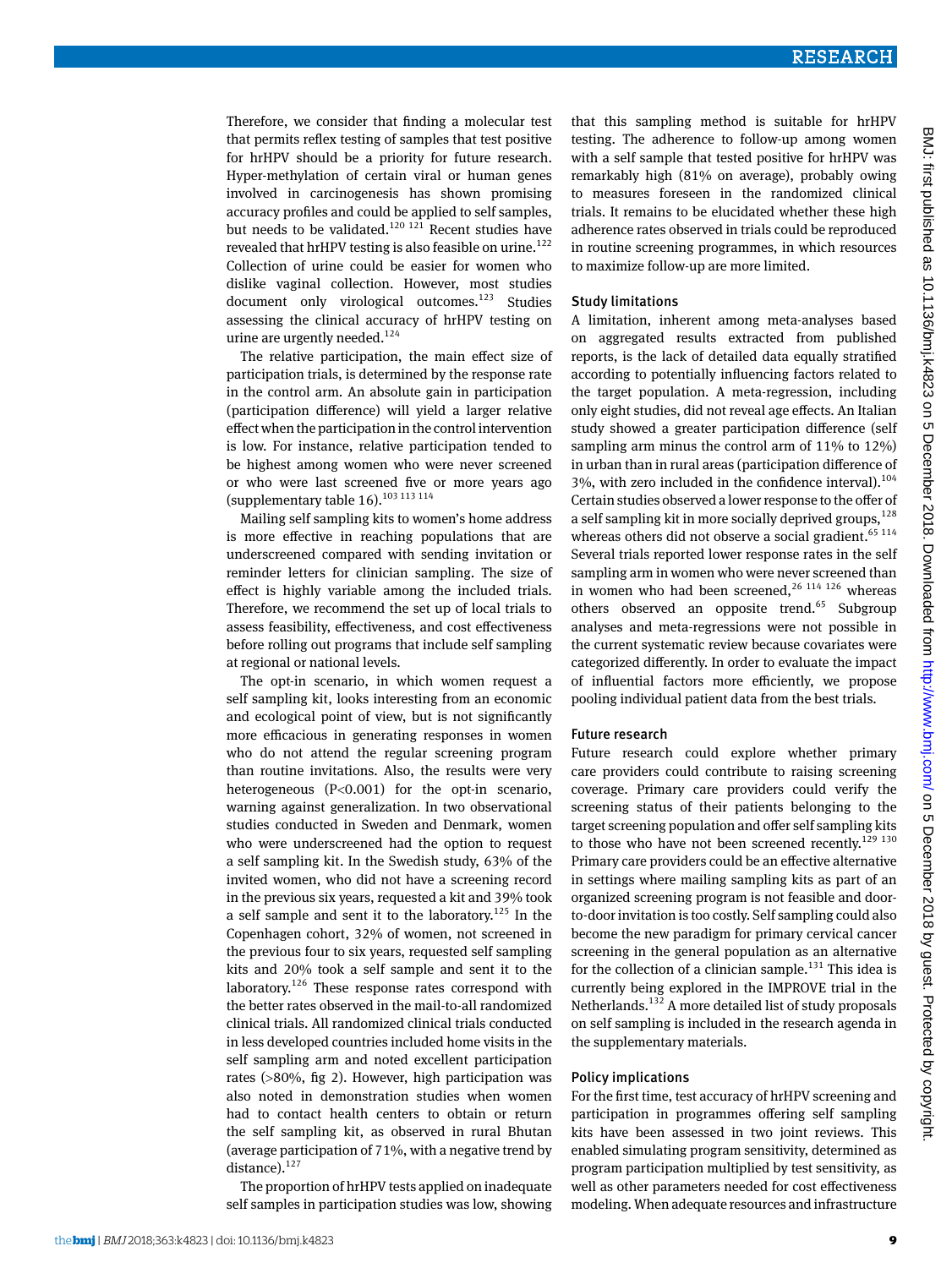Therefore, we consider that finding a molecular test that permits reflex testing of samples that test positive for hrHPV should be a priority for future research. Hyper-methylation of certain viral or human genes involved in carcinogenesis has shown promising accuracy profiles and could be applied to self samples, but needs to be validated.[120 121] Recent studies have revealed that hrHPV testing is also feasible on urine.[122] Collection of urine could be easier for women who dislike vaginal collection. However, most studies document only virological outcomes.[123] Studies assessing the clinical accuracy of hrHPV testing on urine are urgently needed.[124]

The relative participation, the main effect size of participation trials, is determined by the response rate in the control arm. An absolute gain in participation (participation difference) will yield a larger relative effect when the participation in the control intervention is low. For instance, relative participation tended to be highest among women who were never screened or who were last screened five or more years ago (supplementary table 16).[103 113 114]

Mailing self sampling kits to women's home address is more effective in reaching populations that are underscreened compared with sending invitation or reminder letters for clinician sampling. The size of effect is highly variable among the included trials. Therefore, we recommend the set up of local trials to assess feasibility, effectiveness, and cost effectiveness before rolling out programs that include self sampling at regional or national levels.

The opt-in scenario, in which women request a self sampling kit, looks interesting from an economic and ecological point of view, but is not significantly more efficacious in generating responses in women who do not attend the regular screening program than routine invitations. Also, the results were very heterogeneous ($P<0.001$) for the opt-in scenario, warning against generalization. In two observational studies conducted in Sweden and Denmark, women who were underscreened had the option to request a self sampling kit. In the Swedish study, 63% of the invited women, who did not have a screening record in the previous six years, requested a kit and 39% took a self sample and sent it to the laboratory.[125] In the Copenhagen cohort, 32% of women, not screened in the previous four to six years, requested self sampling kits and 20% took a self sample and sent it to the laboratory.[126] These response rates correspond with the better rates observed in the mail-to-all randomized clinical trials. All randomized clinical trials conducted in less developed countries included home visits in the self sampling arm and noted excellent participation rates (>80%, fig 2). However, high participation was also noted in demonstration studies when women had to contact health centers to obtain or return the self sampling kit, as observed in rural Bhutan (average participation of 71%, with a negative trend by distance).[127]

The proportion of hrHPV tests applied on inadequate self samples in participation studies was low, showing that this sampling method is suitable for hrHPV testing. The adherence to follow-up among women with a self sample that tested positive for hrHPV was remarkably high (81% on average), probably owing to measures foreseen in the randomized clinical trials. It remains to be elucidated whether these high adherence rates observed in trials could be reproduced in routine screening programmes, in which resources to maximize follow-up are more limited.

### Study limitations

A limitation, inherent among meta-analyses based on aggregated results extracted from published reports, is the lack of detailed data equally stratified according to potentially influencing factors related to the target population. A meta-regression, including only eight studies, did not reveal age effects. An Italian study showed a greater participation difference (self sampling arm minus the control arm of 11% to 12%) in urban than in rural areas (participation difference of 3%, with zero included in the confidence interval).[104] Certain studies observed a lower response to the offer of a self sampling kit in more socially deprived groups,[128] whereas others did not observe a social gradient.[65 114] Several trials reported lower response rates in the self sampling arm in women who were never screened than in women who had been screened,[26 114 126] whereas others observed an opposite trend.[65] Subgroup analyses and meta-regressions were not possible in the current systematic review because covariates were categorized differently. In order to evaluate the impact of influential factors more efficiently, we propose pooling individual patient data from the best trials.

### Future research

Future research could explore whether primary care providers could contribute to raising screening coverage. Primary care providers could verify the screening status of their patients belonging to the target screening population and offer self sampling kits to those who have not been screened recently.[129 130] Primary care providers could be an effective alternative in settings where mailing sampling kits as part of an organized screening program is not feasible and door-to-door invitation is too costly. Self sampling could also become the new paradigm for primary cervical cancer screening in the general population as an alternative for the collection of a clinician sample.[131] This idea is currently being explored in the IMPROVE trial in the Netherlands.[132] A more detailed list of study proposals on self sampling is included in the research agenda in the supplementary materials.

### Policy implications

For the first time, test accuracy of hrHPV screening and participation in programmes offering self sampling kits have been assessed in two joint reviews. This enabled simulating program sensitivity, determined as program participation multiplied by test sensitivity, as well as other parameters needed for cost effectiveness modeling. When adequate resources and infrastructure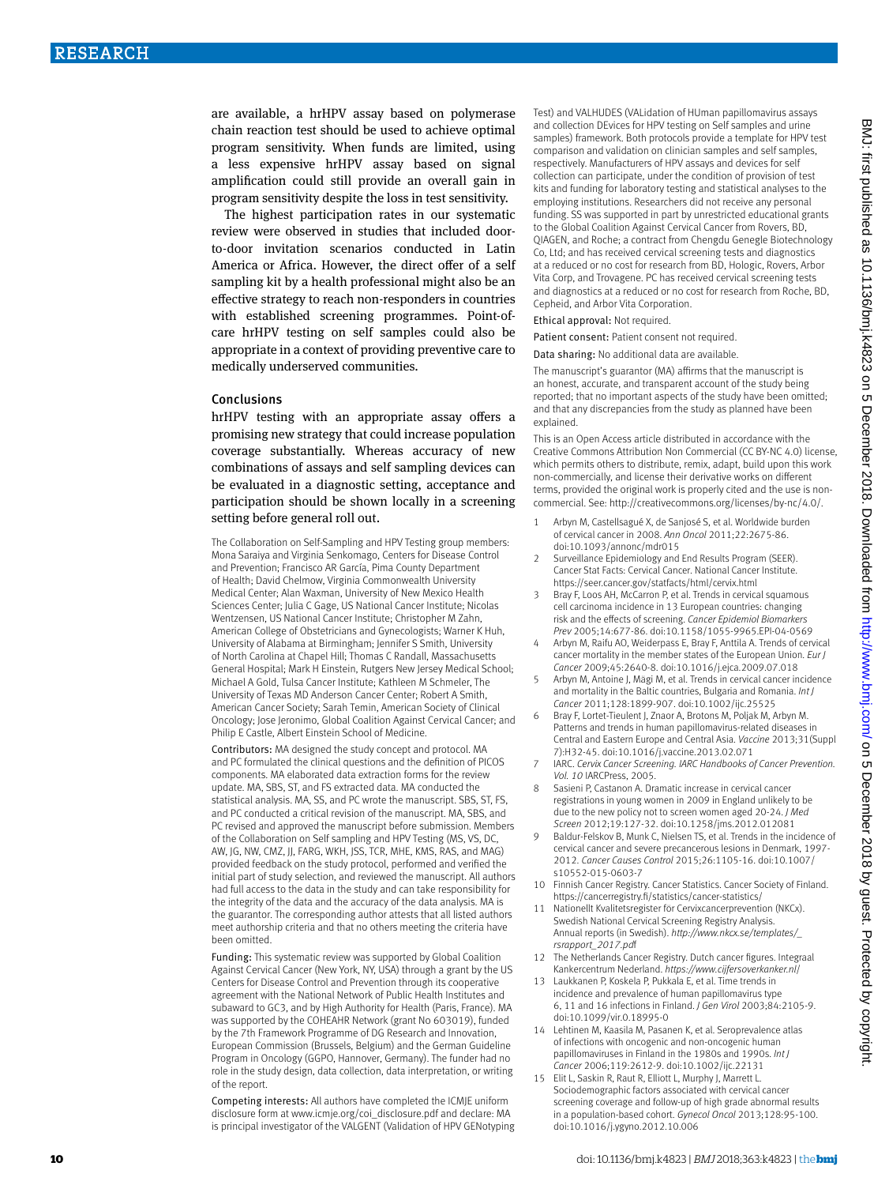are available, a hrHPV assay based on polymerase chain reaction test should be used to achieve optimal program sensitivity. When funds are limited, using a less expensive hrHPV assay based on signal amplification could still provide an overall gain in program sensitivity despite the loss in test sensitivity.

The highest participation rates in our systematic review were observed in studies that included door-to-door invitation scenarios conducted in Latin America or Africa. However, the direct offer of a self sampling kit by a health professional might also be an effective strategy to reach non-responders in countries with established screening programmes. Point-of-care hrHPV testing on self samples could also be appropriate in a context of providing preventive care to medically underserved communities.

## Conclusions

hrHPV testing with an appropriate assay offers a promising new strategy that could increase population coverage substantially. Whereas accuracy of new combinations of assays and self sampling devices can be evaluated in a diagnostic setting, acceptance and participation should be shown locally in a screening setting before general roll out.

The Collaboration on Self-Sampling and HPV Testing group members: Mona Saraiya and Virginia Senkomago, Centers for Disease Control and Prevention; Francisco AR García, Pima County Department of Health; David Chelmow, Virginia Commonwealth University Medical Center; Alan Waxman, University of New Mexico Health Sciences Center; Julia C Gage, US National Cancer Institute; Nicolas Wentzensen, US National Cancer Institute; Christopher M Zahn, American College of Obstetricians and Gynecologists; Warner K Huh, University of Alabama at Birmingham; Jennifer S Smith, University of North Carolina at Chapel Hill; Thomas C Randall, Massachusetts General Hospital; Mark H Einstein, Rutgers New Jersey Medical School; Michael A Gold, Tulsa Cancer Institute; Kathleen M Schmeler, The University of Texas MD Anderson Cancer Center; Robert A Smith, American Cancer Society; Sarah Temin, American Society of Clinical Oncology; Jose Jeronimo, Global Coalition Against Cervical Cancer; and Philip E Castle, Albert Einstein School of Medicine.

**Contributors:** MA designed the study concept and protocol. MA and PC formulated the clinical questions and the definition of PICOS components. MA elaborated data extraction forms for the review update. MA, SBS, ST, and FS extracted data. MA conducted the statistical analysis. MA, SS, and PC wrote the manuscript. SBS, ST, FS, and PC conducted a critical revision of the manuscript. MA, SBS, and PC revised and approved the manuscript before submission. Members of the Collaboration on Self sampling and HPV Testing (MS, VS, DC, AW, JG, NW, CMZ, JJ, FARG, WKH, JSS, TCR, MHE, KMS, RAS, and MAG) provided feedback on the study protocol, performed and verified the initial part of study selection, and reviewed the manuscript. All authors had full access to the data in the study and can take responsibility for the integrity of the data and the accuracy of the data analysis. MA is the guarantor. The corresponding author attests that all listed authors meet authorship criteria and that no others meeting the criteria have been omitted.

**Funding:** This systematic review was supported by Global Coalition Against Cervical Cancer (New York, NY, USA) through a grant by the US Centers for Disease Control and Prevention through its cooperative agreement with the National Network of Public Health Institutes and subaward to GC3, and by High Authority for Health (Paris, France). MA was supported by the COHEAHR Network (grant No 603019), funded by the 7th Framework Programme of DG Research and Innovation, European Commission (Brussels, Belgium) and the German Guideline Program in Oncology (GGPO, Hannover, Germany). The funder had no role in the study design, data collection, data interpretation, or writing of the report.

**Competing interests:** All authors have completed the ICMJE uniform disclosure form at www.icmje.org/coi_disclosure.pdf and declare: MA is principal investigator of the VALGENT (Validation of HPV GENotyping Test) and VALHUDES (VALidation of HUman papillomavirus assays and collection DEvices for HPV testing on Self samples and urine samples) framework. Both protocols provide a template for HPV test comparison and validation on clinician samples and self samples, respectively. Manufacturers of HPV assays and devices for self collection can participate, under the condition of provision of test kits and funding for laboratory testing and statistical analyses to the employing institutions. Researchers did not receive any personal funding. SS was supported in part by unrestricted educational grants to the Global Coalition Against Cervical Cancer from Rovers, BD, QIAGEN, and Roche; a contract from Chengdu Genegle Biotechnology Co, Ltd; and has received cervical screening tests and diagnostics at a reduced or no cost for research from BD, Hologic, Rovers, Arbor Vita Corp, and Trovagene. PC has received cervical screening tests and diagnostics at a reduced or no cost for research from Roche, BD, Cepheid, and Arbor Vita Corporation.

**Ethical approval:** Not required.

**Patient consent:** Patient consent not required.

**Data sharing:** No additional data are available.

The manuscript's guarantor (MA) affirms that the manuscript is an honest, accurate, and transparent account of the study being reported; that no important aspects of the study have been omitted; and that any discrepancies from the study as planned have been explained.

This is an Open Access article distributed in accordance with the Creative Commons Attribution Non Commercial (CC BY-NC 4.0) license, which permits others to distribute, remix, adapt, build upon this work non-commercially, and license their derivative works on different terms, provided the original work is properly cited and the use is non-commercial. See: http://creativecommons.org/licenses/by-nc/4.0/.

1. Arbyn M, Castellsagué X, de Sanjosé S, et al. Worldwide burden of cervical cancer in 2008. *Ann Oncol* 2011;22:2675-86. doi:10.1093/annonc/mdr015
2. Surveillance Epidemiology and End Results Program (SEER). Cancer Stat Facts: Cervical Cancer. National Cancer Institute. https://seer.cancer.gov/statfacts/html/cervix.html
3. Bray F, Loos AH, McCarron P, et al. Trends in cervical squamous cell carcinoma incidence in 13 European countries: changing risk and the effects of screening. *Cancer Epidemiol Biomarkers Prev* 2005;14:677-86. doi:10.1158/1055-9965.EPI-04-0569
4. Arbyn M, Raifu AO, Weiderpass E, Bray F, Anttila A. Trends of cervical cancer mortality in the member states of the European Union. *Eur J Cancer* 2009;45:2640-8. doi:10.1016/j.ejca.2009.07.018
5. Arbyn M, Antoine J, Mägi M, et al. Trends in cervical cancer incidence and mortality in the Baltic countries, Bulgaria and Romania. *Int J Cancer* 2011;128:1899-907. doi:10.1002/ijc.25525
6. Bray F, Lortet-Tieulent J, Znaor A, Brotons M, Poljak M, Arbyn M. Patterns and trends in human papillomavirus-related diseases in Central and Eastern Europe and Central Asia. *Vaccine* 2013;31(Suppl 7):H32-45. doi:10.1016/j.vaccine.2013.02.071
7. IARC. *Cervix Cancer Screening. IARC Handbooks of Cancer Prevention. Vol. 10* IARCPress, 2005.
8. Sasieni P, Castanon A. Dramatic increase in cervical cancer registrations in young women in 2009 in England unlikely to be due to the new policy not to screen women aged 20-24. *J Med Screen* 2012;19:127-32. doi:10.1258/jms.2012.012081
9. Baldur-Felskov B, Munk C, Nielsen TS, et al. Trends in the incidence of cervical cancer and severe precancerous lesions in Denmark, 1997-2012. *Cancer Causes Control* 2015;26:1105-16. doi:10.1007/s10552-015-0603-7
10. Finnish Cancer Registry. Cancer Statistics. Cancer Society of Finland. https://cancerregistry.fi/statistics/cancer-statistics/
11. Nationellt Kvalitetsregister för Cervixcancerprevention (NKCx). Swedish National Cervical Screening Registry Analysis. Annual reports (in Swedish). *http://www.nkcx.se/templates/_rsrapport_2017.pdf*
12. The Netherlands Cancer Registry. Dutch cancer figures. Integraal Kankercentrum Nederland. *https://www.cijfersoverkanker.nl/*
13. Laukkanen P, Koskela P, Pukkala E, et al. Time trends in incidence and prevalence of human papillomavirus type 6, 11 and 16 infections in Finland. *J Gen Virol* 2003;84:2105-9. doi:10.1099/vir.0.18995-0
14. Lehtinen M, Kaasila M, Pasanen K, et al. Seroprevalence atlas of infections with oncogenic and non-oncogenic human papillomaviruses in Finland in the 1980s and 1990s. *Int J Cancer* 2006;119:2612-9. doi:10.1002/ijc.22131
15. Elit L, Saskin R, Raut R, Elliott L, Murphy J, Marrett L. Sociodemographic factors associated with cervical cancer screening coverage and follow-up of high grade abnormal results in a population-based cohort. *Gynecol Oncol* 2013;128:95-100. doi:10.1016/j.ygyno.2012.10.006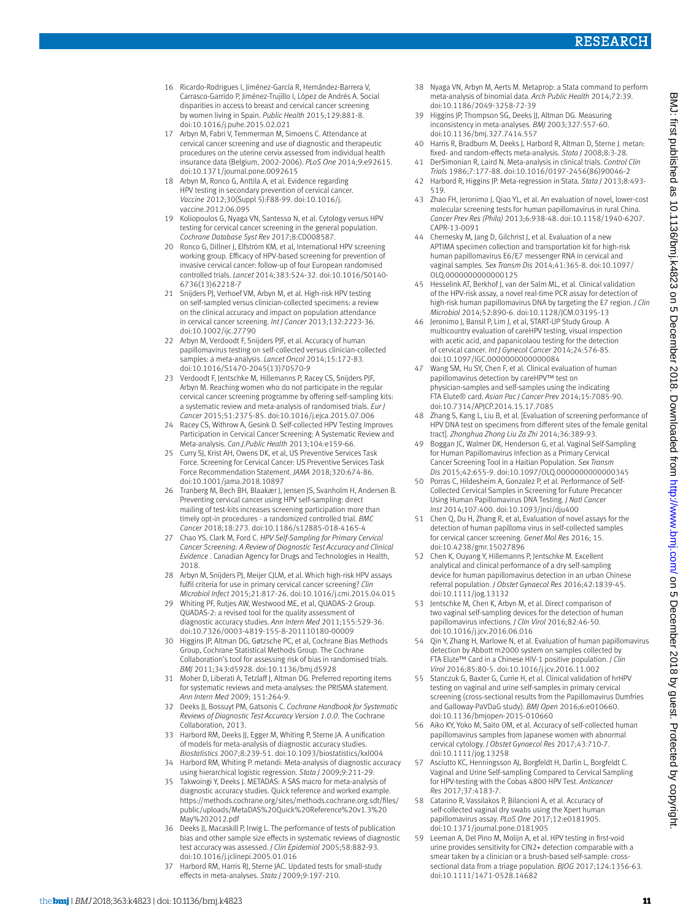16 Ricardo-Rodrigues I, Jiménez-García R, Hernández-Barrera V, Carrasco-Garrido P, Jiménez-Trujillo I, López de Andrés A. Social disparities in access to breast and cervical cancer screening by women living in Spain. *Public Health* 2015;129:881-8. doi:10.1016/j.puhe.2015.02.021

17 Arbyn M, Fabri V, Temmerman M, Simoens C. Attendance at cervical cancer screening and use of diagnostic and therapeutic procedures on the uterine cervix assessed from individual health insurance data (Belgium, 2002-2006). *PLoS One* 2014;9:e92615. doi:10.1371/journal.pone.0092615

18 Arbyn M, Ronco G, Anttila A, et al. Evidence regarding HPV testing in secondary prevention of cervical cancer. *Vaccine* 2012;30(Suppl 5):F88-99. doi:10.1016/j.vaccine.2012.06.095

19 Koliopoulos G, Nyaga VN, Santesso N, et al. Cytology versus HPV testing for cervical cancer screening in the general population. *Cochrane Database Syst Rev* 2017;8:CD008587.

20 Ronco G, Dillner J, Elfström KM, et al, International HPV screening working group. Efficacy of HPV-based screening for prevention of invasive cervical cancer: follow-up of four European randomised controlled trials. *Lancet* 2014;383:524-32. doi:10.1016/S0140-6736(13)62218-7

21 Snijders PJ, Verhoef VM, Arbyn M, et al. High-risk HPV testing on self-sampled versus clinician-collected specimens: a review on the clinical accuracy and impact on population attendance in cervical cancer screening. *Int J Cancer* 2013;132:2223-36. doi:10.1002/ijc.27790

22 Arbyn M, Verdoodt F, Snijders PJF, et al. Accuracy of human papillomavirus testing on self-collected versus clinician-collected samples: a meta-analysis. *Lancet Oncol* 2014;15:172-83. doi:10.1016/S1470-2045(13)70570-9

23 Verdoodt F, Jentschke M, Hillemanns P, Racey CS, Snijders PJF, Arbyn M. Reaching women who do not participate in the regular cervical cancer screening programme by offering self-sampling kits: a systematic review and meta-analysis of randomised trials. *Eur J Cancer* 2015;51:2375-85. doi:10.1016/j.ejca.2015.07.006

24 Racey CS, Withrow A, Gesink D. Self-collected HPV Testing Improves Participation in Cervical Cancer Screening: A Systematic Review and Meta-analysis. *Can.J.Public Health* 2013;104:e159-66.

25 Curry SJ, Krist AH, Owens DK, et al, US Preventive Services Task Force. Screening for Cervical Cancer: US Preventive Services Task Force Recommendation Statement. *JAMA* 2018;320:674-86. doi:10.1001/jama.2018.10897

26 Tranberg M, Bech BH, Blaakær J, Jensen JS, Svanholm H, Andersen B. Preventing cervical cancer using HPV self-sampling: direct mailing of test-kits increases screening participation more than timely opt-in procedures - a randomized controlled trial. *BMC Cancer* 2018;18:273. doi:10.1186/s12885-018-4165-4

27 Chao YS, Clark M, Ford C. *HPV Self-Sampling for Primary Cervical Cancer Screening: A Review of Diagnostic Test Accuracy and Clinical Evidence* . Canadian Agency for Drugs and Technologies in Health, 2018.

28 Arbyn M, Snijders PJ, Meijer CJLM, et al. Which high-risk HPV assays fulfil criteria for use in primary cervical cancer screening? *Clin Microbiol Infect* 2015;21:817-26. doi:10.1016/j.cmi.2015.04.015

29 Whiting PF, Rutjes AW, Westwood ME, et al, QUADAS-2 Group. QUADAS-2: a revised tool for the quality assessment of diagnostic accuracy studies. *Ann Intern Med* 2011;155:529-36. doi:10.7326/0003-4819-155-8-201110180-00009

30 Higgins JP, Altman DG, Gøtzsche PC, et al, Cochrane Bias Methods Group, Cochrane Statistical Methods Group. The Cochrane Collaboration's tool for assessing risk of bias in randomised trials. *BMJ* 2011;343:d5928. doi:10.1136/bmj.d5928

31 Moher D, Liberati A, Tetzlaff J, Altman DG. Preferred reporting items for systematic reviews and meta-analyses: the PRISMA statement. *Ann Intern Med* 2009; 151:264-9.

32 Deeks JJ, Bossuyt PM, Gatsonis C. *Cochrane Handbook for Systematic Reviews of Diagnostic Test Accuracy Version 1.0.0*. The Cochrane Collaboration, 2013.

33 Harbord RM, Deeks JJ, Egger M, Whiting P, Sterne JA. A unification of models for meta-analysis of diagnostic accuracy studies. *Biostatistics* 2007;8:239-51. doi:10.1093/biostatistics/kxl004

34 Harbord RM, Whiting P. metandi: Meta-analysis of diagnostic accuracy using hierarchical logistic regression. *Stata J* 2009;9:211-29.

35 Takwoingi Y, Deeks J. METADAS: A SAS macro for meta-analysis of diagnostic accuracy studies. Quick reference and worked example. https://methods.cochrane.org/sites/methods.cochrane.org.sdt/files/public/uploads/MetaDAS%20Quick%20Reference%20v1.3%20May%202012.pdf

36 Deeks JJ, Macaskill P, Irwig L. The performance of tests of publication bias and other sample size effects in systematic reviews of diagnostic test accuracy was assessed. *J Clin Epidemiol* 2005;58:882-93. doi:10.1016/j.jclinepi.2005.01.016

37 Harbord RM, Harris RJ, Sterne JAC. Updated tests for small-study effects in meta-analyses. *Stata J* 2009;9:197-210.

38 Nyaga VN, Arbyn M, Aerts M. Metaprop: a Stata command to perform meta-analysis of binomial data. *Arch Public Health* 2014;72:39. doi:10.1186/2049-3258-72-39

39 Higgins JP, Thompson SG, Deeks JJ, Altman DG. Measuring inconsistency in meta-analyses. *BMJ* 2003;327:557-60. doi:10.1136/bmj.327.7414.557

40 Harris R, Bradburn M, Deeks J, Harbord R, Altman D, Sterne J. metan: fixed- and random-effects meta-analysis. *Stata J* 2008;8:3-28.

41 DerSimonian R, Laird N. Meta-analysis in clinical trials. *Control Clin Trials* 1986;7:177-88. doi:10.1016/0197-2456(86)90046-2

42 Harbord R, Higgins JP. Meta-regression in Stata. *Stata J* 2013;8:493-519.

43 Zhao FH, Jeronimo J, Qiao YL, et al. An evaluation of novel, lower-cost molecular screening tests for human papillomavirus in rural China. *Cancer Prev Res (Phila)* 2013;6:938-48. doi:10.1158/1940-6207.CAPR-13-0091

44 Chernesky M, Jang D, Gilchrist J, et al. Evaluation of a new APTIMA specimen collection and transportation kit for high-risk human papillomavirus E6/E7 messenger RNA in cervical and vaginal samples. *Sex Transm Dis* 2014;41:365-8. doi:10.1097/OLQ.0000000000000125

45 Hesselink AT, Berkhof J, van der Salm ML, et al. Clinical validation of the HPV-risk assay, a novel real-time PCR assay for detection of high-risk human papillomavirus DNA by targeting the E7 region. *J Clin Microbiol* 2014;52:890-6. doi:10.1128/JCM.03195-13

46 Jeronimo J, Bansil P, Lim J, et al, START-UP Study Group. A multicountry evaluation of careHPV testing, visual inspection with acetic acid, and papanicolaou testing for the detection of cervical cancer. *Int J Gynecol Cancer* 2014;24:576-85. doi:10.1097/IGC.0000000000000084

47 Wang SM, Hu SY, Chen F, et al. Clinical evaluation of human papillomavirus detection by careHPV™ test on physician-samples and self-samples using the indicating FTA Elute® card. *Asian Pac J Cancer Prev* 2014;15:7085-90. doi:10.7314/APJCP.2014.15.17.7085

48 Zhang S, Kang L, Liu B, et al. [Evaluation of screening performance of HPV DNA test on specimens from different sites of the female genital tract]. *Zhonghua Zhong Liu Za Zhi* 2014;36:389-93.

49 Boggan JC, Walmer DK, Henderson G, et al. Vaginal Self-Sampling for Human Papillomavirus Infection as a Primary Cervical Cancer Screening Tool in a Haitian Population. *Sex Transm Dis* 2015;42:655-9. doi:10.1097/OLQ.0000000000000345

50 Porras C, Hildesheim A, Gonzalez P, et al. Performance of Self-Collected Cervical Samples in Screening for Future Precancer Using Human Papillomavirus DNA Testing. *J Natl Cancer Inst* 2014;107:400. doi:10.1093/jnci/dju400

51 Chen Q, Du H, Zhang R, et al, Evaluation of novel assays for the detection of human papilloma virus in self-collected samples for cervical cancer screening. *Genet Mol Res* 2016; 15. doi:10.4238/gmr.15027896

52 Chen K, Ouyang Y, Hillemanns P, Jentschke M. Excellent analytical and clinical performance of a dry self-sampling device for human papillomavirus detection in an urban Chinese referral population. *J Obstet Gynaecol Res* 2016;42:1839-45. doi:10.1111/jog.13132

53 Jentschke M, Chen K, Arbyn M, et al. Direct comparison of two vaginal self-sampling devices for the detection of human papillomavirus infections. *J Clin Virol* 2016;82:46-50. doi:10.1016/j.jcv.2016.06.016

54 Qin Y, Zhang H, Marlowe N, et al. Evaluation of human papillomavirus detection by Abbott m2000 system on samples collected by FTA Elute™ Card in a Chinese HIV-1 positive population. *J Clin Virol* 2016;85:80-5. doi:10.1016/j.jcv.2016.11.002

55 Stanczuk G, Baxter G, Currie H, et al. Clinical validation of hrHPV testing on vaginal and urine self-samples in primary cervical screening (cross-sectional results from the Papillomavirus Dumfries and Galloway-PaVDaG study). *BMJ Open* 2016;6:e010660. doi:10.1136/bmjopen-2015-010660

56 Aiko KY, Yoko M, Saito OM, et al. Accuracy of self-collected human papillomavirus samples from Japanese women with abnormal cervical cytology. *J Obstet Gynaecol Res* 2017;43:710-7. doi:10.1111/jog.13258

57 Asciutto KC, Henningsson AJ, Borgfeldt H, Darlin L, Borgfeldt C. Vaginal and Urine Self-sampling Compared to Cervical Sampling for HPV-testing with the Cobas 4800 HPV Test. *Anticancer Res* 2017;37:4183-7.

58 Catarino R, Vassilakos P, Bilancioni A, et al. Accuracy of self-collected vaginal dry swabs using the Xpert human papillomavirus assay. *PLoS One* 2017;12:e0181905. doi:10.1371/journal.pone.0181905

59 Leeman A, Del Pino M, Molijn A, et al. HPV testing in first-void urine provides sensitivity for CIN2+ detection comparable with a smear taken by a clinician or a brush-based self-sample: cross-sectional data from a triage population. *BJOG* 2017;124:1356-63. doi:10.1111/1471-0528.14682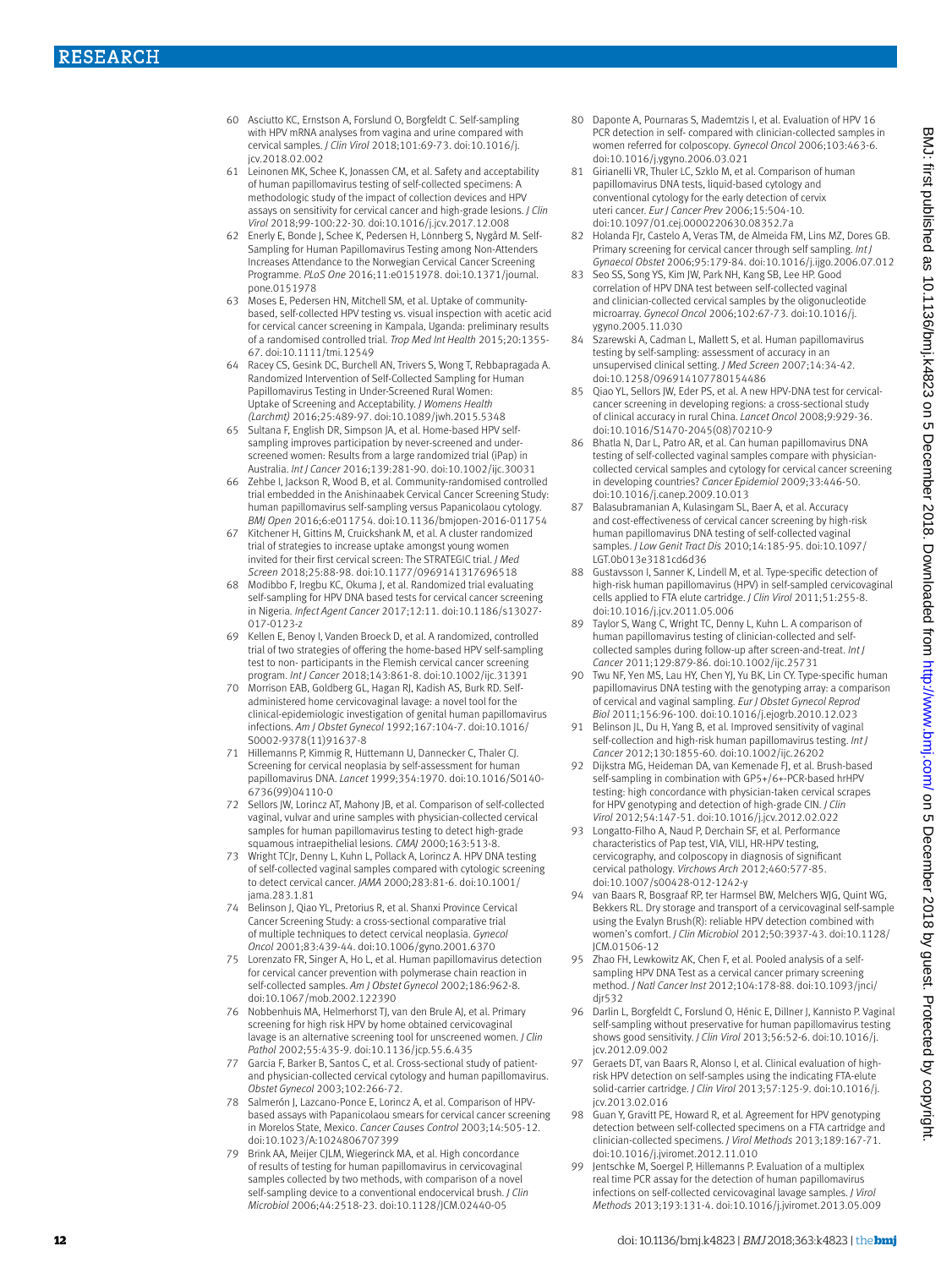60 Asciutto KC, Ernstson A, Forslund O, Borgfeldt C. Self-sampling with HPV mRNA analyses from vagina and urine compared with cervical samples. *J Clin Virol* 2018;101:69-73. doi:10.1016/j.jcv.2018.02.002

61 Leinonen MK, Schee K, Jonassen CM, et al. Safety and acceptability of human papillomavirus testing of self-collected specimens: A methodologic study of the impact of collection devices and HPV assays on sensitivity for cervical cancer and high-grade lesions. *J Clin Virol* 2018;99-100:22-30. doi:10.1016/j.jcv.2017.12.008

62 Enerly E, Bonde J, Schee K, Pedersen H, Lönnberg S, Nygård M. Self-Sampling for Human Papillomavirus Testing among Non-Attenders Increases Attendance to the Norwegian Cervical Cancer Screening Programme. *PLoS One* 2016;11:e0151978. doi:10.1371/journal.pone.0151978

63 Moses E, Pedersen HN, Mitchell SM, et al. Uptake of community-based, self-collected HPV testing vs. visual inspection with acetic acid for cervical cancer screening in Kampala, Uganda: preliminary results of a randomised controlled trial. *Trop Med Int Health* 2015;20:1355-67. doi:10.1111/tmi.12549

64 Racey CS, Gesink DC, Burchell AN, Trivers S, Wong T, Rebbapragada A. Randomized Intervention of Self-Collected Sampling for Human Papillomavirus Testing in Under-Screened Rural Women: Uptake of Screening and Acceptability. *J Womens Health (Larchmt)* 2016;25:489-97. doi:10.1089/jwh.2015.5348

65 Sultana F, English DR, Simpson JA, et al. Home-based HPV self-sampling improves participation by never-screened and under-screened women: Results from a large randomized trial (iPap) in Australia. *Int J Cancer* 2016;139:281-90. doi:10.1002/ijc.30031

66 Zehbe I, Jackson R, Wood B, et al. Community-randomised controlled trial embedded in the Anishinaabek Cervical Cancer Screening Study: human papillomavirus self-sampling versus Papanicolaou cytology. *BMJ Open* 2016;6:e011754. doi:10.1136/bmjopen-2016-011754

67 Kitchener H, Gittins M, Cruickshank M, et al. A cluster randomized trial of strategies to increase uptake amongst young women invited for their first cervical screen: The STRATEGIC trial. *J Med Screen* 2018;25:88-98. doi:10.1177/0969141317696518

68 Modibbo F, Iregbu KC, Okuma J, et al. Randomized trial evaluating self-sampling for HPV DNA based tests for cervical cancer screening in Nigeria. *Infect Agent Cancer* 2017;12:11. doi:10.1186/s13027-017-0123-z

69 Kellen E, Benoy I, Vanden Broeck D, et al. A randomized, controlled trial of two strategies of offering the home-based HPV self-sampling test to non- participants in the Flemish cervical cancer screening program. *Int J Cancer* 2018;143:861-8. doi:10.1002/ijc.31391

70 Morrison EAB, Goldberg GL, Hagan RJ, Kadish AS, Burk RD. Self-administered home cervicovaginal lavage: a novel tool for the clinical-epidemiologic investigation of genital human papillomavirus infections. *Am J Obstet Gynecol* 1992;167:104-7. doi:10.1016/S0002-9378(11)91637-8

71 Hillemanns P, Kimmig R, Hüttemann U, Dannecker C, Thaler CJ. Screening for cervical neoplasia by self-assessment for human papillomavirus DNA. *Lancet* 1999;354:1970. doi:10.1016/S0140-6736(99)04110-0

72 Sellors JW, Lorincz AT, Mahony JB, et al. Comparison of self-collected vaginal, vulvar and urine samples with physician-collected cervical samples for human papillomavirus testing to detect high-grade squamous intraepithelial lesions. *CMAJ* 2000;163:513-8.

73 Wright TCJr, Denny L, Kuhn L, Pollack A, Lorincz A. HPV DNA testing of self-collected vaginal samples compared with cytologic screening to detect cervical cancer. *JAMA* 2000;283:81-6. doi:10.1001/jama.283.1.81

74 Belinson J, Qiao YL, Pretorius R, et al. Shanxi Province Cervical Cancer Screening Study: a cross-sectional comparative trial of multiple techniques to detect cervical neoplasia. *Gynecol Oncol* 2001;83:439-44. doi:10.1006/gyno.2001.6370

75 Lorenzato FR, Singer A, Ho L, et al. Human papillomavirus detection for cervical cancer prevention with polymerase chain reaction in self-collected samples. *Am J Obstet Gynecol* 2002;186:962-8. doi:10.1067/mob.2002.122390

76 Nobbenhuis MA, Helmerhorst TJ, van den Brule AJ, et al. Primary screening for high risk HPV by home obtained cervicovaginal lavage is an alternative screening tool for unscreened women. *J Clin Pathol* 2002;55:435-9. doi:10.1136/jcp.55.6.435

77 Garcia F, Barker B, Santos C, et al. Cross-sectional study of patient- and physician-collected cervical cytology and human papillomavirus. *Obstet Gynecol* 2003;102:266-72.

78 Salmerón J, Lazcano-Ponce E, Lorincz A, et al. Comparison of HPV-based assays with Papanicolaou smears for cervical cancer screening in Morelos State, Mexico. *Cancer Causes Control* 2003;14:505-12. doi:10.1023/A:1024806707399

79 Brink AA, Meijer CJLM, Wiegerinck MA, et al. High concordance of results of testing for human papillomavirus in cervicovaginal samples collected by two methods, with comparison of a novel self-sampling device to a conventional endocervical brush. *J Clin Microbiol* 2006;44:2518-23. doi:10.1128/JCM.02440-05

80 Daponte A, Pournaras S, Mademtzis I, et al. Evaluation of HPV 16 PCR detection in self- compared with clinician-collected samples in women referred for colposcopy. *Gynecol Oncol* 2006;103:463-6. doi:10.1016/j.ygyno.2006.03.021

81 Girianelli VR, Thuler LC, Szklo M, et al. Comparison of human papillomavirus DNA tests, liquid-based cytology and conventional cytology for the early detection of cervix uteri cancer. *Eur J Cancer Prev* 2006;15:504-10. doi:10.1097/01.cej.0000220630.08352.7a

82 Holanda FJr, Castelo A, Veras TM, de Almeida FM, Lins MZ, Dores GB. Primary screening for cervical cancer through self sampling. *Int J Gynaecol Obstet* 2006;95:179-84. doi:10.1016/j.ijgo.2006.07.012

83 Seo SS, Song YS, Kim JW, Park NH, Kang SB, Lee HP. Good correlation of HPV DNA test between self-collected vaginal and clinician-collected cervical samples by the oligonucleotide microarray. *Gynecol Oncol* 2006;102:67-73. doi:10.1016/j.ygyno.2005.11.030

84 Szarewski A, Cadman L, Mallett S, et al. Human papillomavirus testing by self-sampling: assessment of accuracy in an unsupervised clinical setting. *J Med Screen* 2007;14:34-42. doi:10.1258/096914107780154486

85 Qiao YL, Sellors JW, Eder PS, et al. A new HPV-DNA test for cervical-cancer screening in developing regions: a cross-sectional study of clinical accuracy in rural China. *Lancet Oncol* 2008;9:929-36. doi:10.1016/S1470-2045(08)70210-9

86 Bhatla N, Dar L, Patro AR, et al. Can human papillomavirus DNA testing of self-collected vaginal samples compare with physician-collected cervical samples and cytology for cervical cancer screening in developing countries? *Cancer Epidemiol* 2009;33:446-50. doi:10.1016/j.canep.2009.10.013

87 Balasubramanian A, Kulasingam SL, Baer A, et al. Accuracy and cost-effectiveness of cervical cancer screening by high-risk human papillomavirus DNA testing of self-collected vaginal samples. *J Low Genit Tract Dis* 2010;14:185-95. doi:10.1097/LGT.0b013e3181cd6d36

88 Gustavsson I, Sanner K, Lindell M, et al. Type-specific detection of high-risk human papillomavirus (HPV) in self-sampled cervicovaginal cells applied to FTA elute cartridge. *J Clin Virol* 2011;51:255-8. doi:10.1016/j.jcv.2011.05.006

89 Taylor S, Wang C, Wright TC, Denny L, Kuhn L. A comparison of human papillomavirus testing of clinician-collected and self-collected samples during follow-up after screen-and-treat. *Int J Cancer* 2011;129:879-86. doi:10.1002/ijc.25731

90 Twu NF, Yen MS, Lau HY, Chen YJ, Yu BK, Lin CY. Type-specific human papillomavirus DNA testing with the genotyping array: a comparison of cervical and vaginal sampling. *Eur J Obstet Gynecol Reprod Biol* 2011;156:96-100. doi:10.1016/j.ejogrb.2010.12.023

91 Belinson JL, Du H, Yang B, et al. Improved sensitivity of vaginal self-collection and high-risk human papillomavirus testing. *Int J Cancer* 2012;130:1855-60. doi:10.1002/ijc.26202

92 Dijkstra MG, Heideman DA, van Kemenade FJ, et al. Brush-based self-sampling in combination with GP5+/6+-PCR-based hrHPV testing: high concordance with physician-taken cervical scrapes for HPV genotyping and detection of high-grade CIN. *J Clin Virol* 2012;54:147-51. doi:10.1016/j.jcv.2012.02.022

93 Longatto-Filho A, Naud P, Derchain SF, et al. Performance characteristics of Pap test, VIA, VILI, HR-HPV testing, cervicography, and colposcopy in diagnosis of significant cervical pathology. *Virchows Arch* 2012;460:577-85. doi:10.1007/s00428-012-1242-y

94 van Baars R, Bosgraaf RP, ter Harmsel BW, Melchers WJG, Quint WG, Bekkers RL. Dry storage and transport of a cervicovaginal self-sample using the Evalyn Brush(R): reliable HPV detection combined with women's comfort. *J Clin Microbiol* 2012;50:3937-43. doi:10.1128/JCM.01506-12

95 Zhao FH, Lewkowitz AK, Chen F, et al. Pooled analysis of a self-sampling HPV DNA Test as a cervical cancer primary screening method. *J Natl Cancer Inst* 2012;104:178-88. doi:10.1093/jnci/djr532

96 Darlin L, Borgfeldt C, Forslund O, Hénic E, Dillner J, Kannisto P. Vaginal self-sampling without preservative for human papillomavirus testing shows good sensitivity. *J Clin Virol* 2013;56:52-6. doi:10.1016/j.jcv.2012.09.002

97 Geraets DT, van Baars R, Alonso I, et al. Clinical evaluation of high-risk HPV detection on self-samples using the indicating FTA-elute solid-carrier cartridge. *J Clin Virol* 2013;57:125-9. doi:10.1016/j.jcv.2013.02.016

98 Guan Y, Gravitt PE, Howard R, et al. Agreement for HPV genotyping detection between self-collected specimens on a FTA cartridge and clinician-collected specimens. *J Virol Methods* 2013;189:167-71. doi:10.1016/j.jviromet.2012.11.010

99 Jentschke M, Soergel P, Hillemanns P. Evaluation of a multiplex real time PCR assay for the detection of human papillomavirus infections on self-collected cervicovaginal lavage samples. *J Virol Methods* 2013;193:131-4. doi:10.1016/j.jviromet.2013.05.009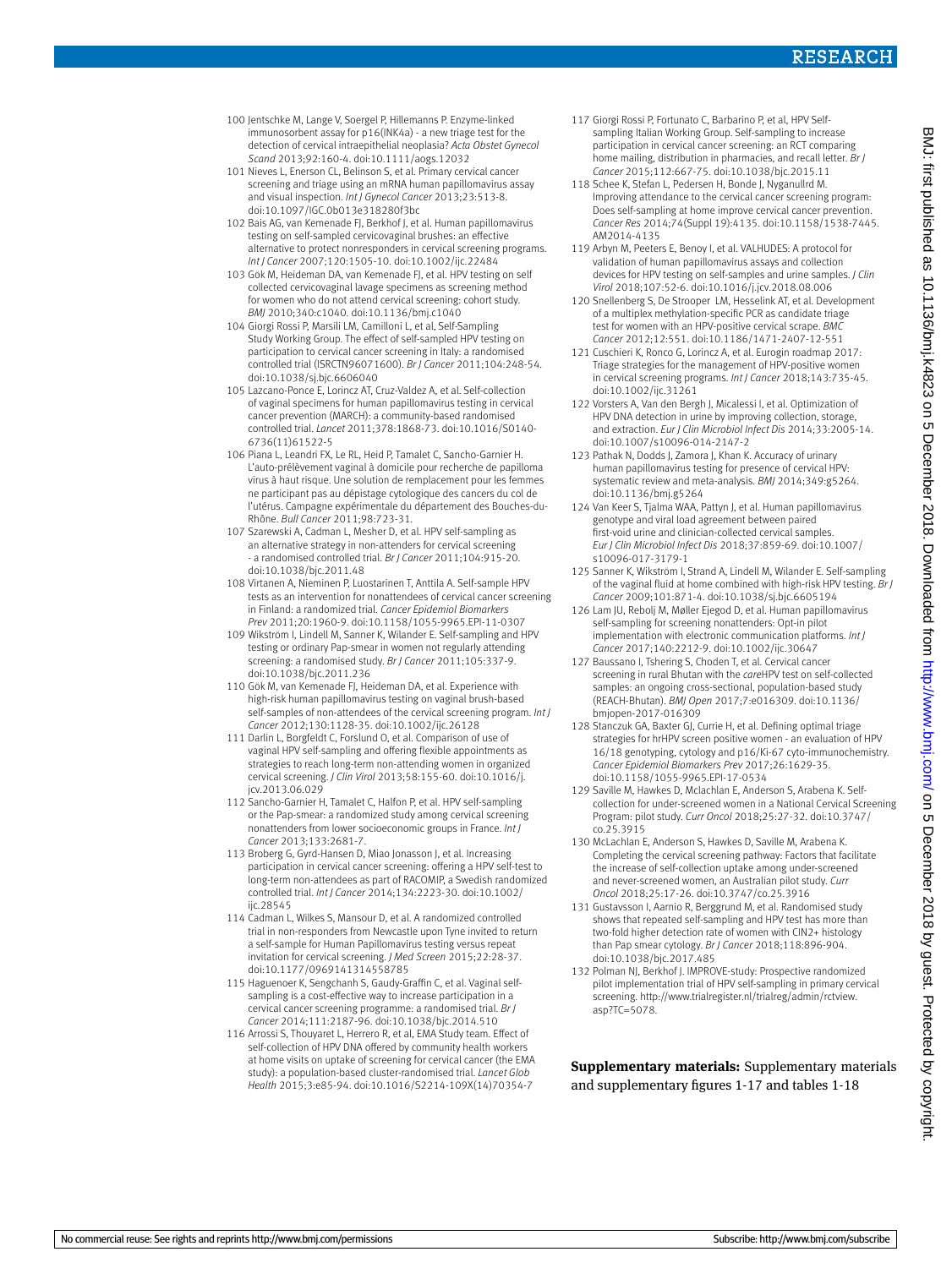100 Jentschke M, Lange V, Soergel P, Hillemanns P. Enzyme-linked immunosorbent assay for p16(INK4a) - a new triage test for the detection of cervical intraepithelial neoplasia? *Acta Obstet Gynecol Scand* 2013;92:160-4. doi:10.1111/aogs.12032

101 Nieves L, Enerson CL, Belinson S, et al. Primary cervical cancer screening and triage using an mRNA human papillomavirus assay and visual inspection. *Int J Gynecol Cancer* 2013;23:513-8. doi:10.1097/IGC.0b013e318280f3bc

102 Bais AG, van Kemenade FJ, Berkhof J, et al. Human papillomavirus testing on self-sampled cervicovaginal brushes: an effective alternative to protect nonresponders in cervical screening programs. *Int J Cancer* 2007;120:1505-10. doi:10.1002/ijc.22484

103 Gök M, Heideman DA, van Kemenade FJ, et al. HPV testing on self collected cervicovaginal lavage specimens as screening method for women who do not attend cervical screening: cohort study. *BMJ* 2010;340:c1040. doi:10.1136/bmj.c1040

104 Giorgi Rossi P, Marsili LM, Camilloni L, et al, Self-Sampling Study Working Group. The effect of self-sampled HPV testing on participation to cervical cancer screening in Italy: a randomised controlled trial (ISRCTN96071600). *Br J Cancer* 2011;104:248-54. doi:10.1038/sj.bjc.6606040

105 Lazcano-Ponce E, Lorincz AT, Cruz-Valdez A, et al. Self-collection of vaginal specimens for human papillomavirus testing in cervical cancer prevention (MARCH): a community-based randomised controlled trial. *Lancet* 2011;378:1868-73. doi:10.1016/S0140-6736(11)61522-5

106 Piana L, Leandri FX, Le RL, Heid P, Tamalet C, Sancho-Garnier H. L'auto-prélèvement vaginal à domicile pour recherche de papilloma virus à haut risque. Une solution de remplacement pour les femmes ne participant pas au dépistage cytologique des cancers du col de l'utérus. Campagne expérimentale du département des Bouches-du-Rhône. *Bull Cancer* 2011;98:723-31.

107 Szarewski A, Cadman L, Mesher D, et al. HPV self-sampling as an alternative strategy in non-attenders for cervical screening - a randomised controlled trial. *Br J Cancer* 2011;104:915-20. doi:10.1038/bjc.2011.48

108 Virtanen A, Nieminen P, Luostarinen T, Anttila A. Self-sample HPV tests as an intervention for nonattendees of cervical cancer screening in Finland: a randomized trial. *Cancer Epidemiol Biomarkers Prev* 2011;20:1960-9. doi:10.1158/1055-9965.EPI-11-0307

109 Wikström I, Lindell M, Sanner K, Wilander E. Self-sampling and HPV testing or ordinary Pap-smear in women not regularly attending screening: a randomised study. *Br J Cancer* 2011;105:337-9. doi:10.1038/bjc.2011.236

110 Gök M, van Kemenade FJ, Heideman DA, et al. Experience with high-risk human papillomavirus testing on vaginal brush-based self-samples of non-attendees of the cervical screening program. *Int J Cancer* 2012;130:1128-35. doi:10.1002/ijc.26128

111 Darlin L, Borgfeldt C, Forslund O, et al. Comparison of use of vaginal HPV self-sampling and offering flexible appointments as strategies to reach long-term non-attending women in organized cervical screening. *J Clin Virol* 2013;58:155-60. doi:10.1016/j.jcv.2013.06.029

112 Sancho-Garnier H, Tamalet C, Halfon P, et al. HPV self-sampling or the Pap-smear: a randomized study among cervical screening nonattenders from lower socioeconomic groups in France. *Int J Cancer* 2013;133:2681-7.

113 Broberg G, Gyrd-Hansen D, Miao Jonasson J, et al. Increasing participation in cervical cancer screening: offering a HPV self-test to long-term non-attendees as part of RACOMIP, a Swedish randomized controlled trial. *Int J Cancer* 2014;134:2223-30. doi:10.1002/ijc.28545

114 Cadman L, Wilkes S, Mansour D, et al. A randomized controlled trial in non-responders from Newcastle upon Tyne invited to return a self-sample for Human Papillomavirus testing versus repeat invitation for cervical screening. *J Med Screen* 2015;22:28-37. doi:10.1177/0969141314558785

115 Haguenoer K, Sengchanh S, Gaudy-Graffin C, et al. Vaginal self-sampling is a cost-effective way to increase participation in a cervical cancer screening programme: a randomised trial. *Br J Cancer* 2014;111:2187-96. doi:10.1038/bjc.2014.510

116 Arrossi S, Thouyaret L, Herrero R, et al, EMA Study team. Effect of self-collection of HPV DNA offered by community health workers at home visits on uptake of screening for cervical cancer (the EMA study): a population-based cluster-randomised trial. *Lancet Glob Health* 2015;3:e85-94. doi:10.1016/S2214-109X(14)70354-7

117 Giorgi Rossi P, Fortunato C, Barbarino P, et al, HPV Self-sampling Italian Working Group. Self-sampling to increase participation in cervical cancer screening: an RCT comparing home mailing, distribution in pharmacies, and recall letter. *Br J Cancer* 2015;112:667-75. doi:10.1038/bjc.2015.11

118 Schee K, Stefan L, Pedersen H, Bonde J, Nyganullrd M. Improving attendance to the cervical cancer screening program: Does self-sampling at home improve cervical cancer prevention. *Cancer Res* 2014;74(Suppl 19):4135. doi:10.1158/1538-7445.AM2014-4135

119 Arbyn M, Peeters E, Benoy I, et al. VALHUDES: A protocol for validation of human papillomavirus assays and collection devices for HPV testing on self-samples and urine samples. *J Clin Virol* 2018;107:52-6. doi:10.1016/j.jcv.2018.08.006

120 Snellenberg S, De Strooper LM, Hesselink AT, et al. Development of a multiplex methylation-specific PCR as candidate triage test for women with an HPV-positive cervical scrape. *BMC Cancer* 2012;12:551. doi:10.1186/1471-2407-12-551

121 Cuschieri K, Ronco G, Lorincz A, et al. Eurogin roadmap 2017: Triage strategies for the management of HPV-positive women in cervical screening programs. *Int J Cancer* 2018;143:735-45. doi:10.1002/ijc.31261

122 Vorsters A, Van den Bergh J, Micalessi I, et al. Optimization of HPV DNA detection in urine by improving collection, storage, and extraction. *Eur J Clin Microbiol Infect Dis* 2014;33:2005-14. doi:10.1007/s10096-014-2147-2

123 Pathak N, Dodds J, Zamora J, Khan K. Accuracy of urinary human papillomavirus testing for presence of cervical HPV: systematic review and meta-analysis. *BMJ* 2014;349:g5264. doi:10.1136/bmj.g5264

124 Van Keer S, Tjalma WAA, Pattyn J, et al. Human papillomavirus genotype and viral load agreement between paired first-void urine and clinician-collected cervical samples. *Eur J Clin Microbiol Infect Dis* 2018;37:859-69. doi:10.1007/s10096-017-3179-1

125 Sanner K, Wikström I, Strand A, Lindell M, Wilander E. Self-sampling of the vaginal fluid at home combined with high-risk HPV testing. *Br J Cancer* 2009;101:871-4. doi:10.1038/sj.bjc.6605194

126 Lam JU, Rebolj M, Møller Ejegod D, et al. Human papillomavirus self-sampling for screening nonattenders: Opt-in pilot implementation with electronic communication platforms. *Int J Cancer* 2017;140:2212-9. doi:10.1002/ijc.30647

127 Baussano I, Tshering S, Choden T, et al. Cervical cancer screening in rural Bhutan with the *care*HPV test on self-collected samples: an ongoing cross-sectional, population-based study (REACH-Bhutan). *BMJ Open* 2017;7:e016309. doi:10.1136/bmjopen-2017-016309

128 Stanczuk GA, Baxter GJ, Currie H, et al. Defining optimal triage strategies for hrHPV screen positive women - an evaluation of HPV 16/18 genotyping, cytology and p16/Ki-67 cyto-immunochemistry. *Cancer Epidemiol Biomarkers Prev* 2017;26:1629-35. doi:10.1158/1055-9965.EPI-17-0534

129 Saville M, Hawkes D, Mclachlan E, Anderson S, Arabena K. Self-collection for under-screened women in a National Cervical Screening Program: pilot study. *Curr Oncol* 2018;25:27-32. doi:10.3747/co.25.3915

130 McLachlan E, Anderson S, Hawkes D, Saville M, Arabena K. Completing the cervical screening pathway: Factors that facilitate the increase of self-collection uptake among under-screened and never-screened women, an Australian pilot study. *Curr Oncol* 2018;25:17-26. doi:10.3747/co.25.3916

131 Gustavsson I, Aarnio R, Berggrund M, et al. Randomised study shows that repeated self-sampling and HPV test has more than two-fold higher detection rate of women with CIN2+ histology than Pap smear cytology. *Br J Cancer* 2018;118:896-904. doi:10.1038/bjc.2017.485

132 Polman NJ, Berkhof J. IMPROVE-study: Prospective randomized pilot implementation trial of HPV self-sampling in primary cervical screening. http://www.trialregister.nl/trialreg/admin/rctview.asp?TC=5078.

**Supplementary materials:** Supplementary materials and supplementary figures 1-17 and tables 1-18